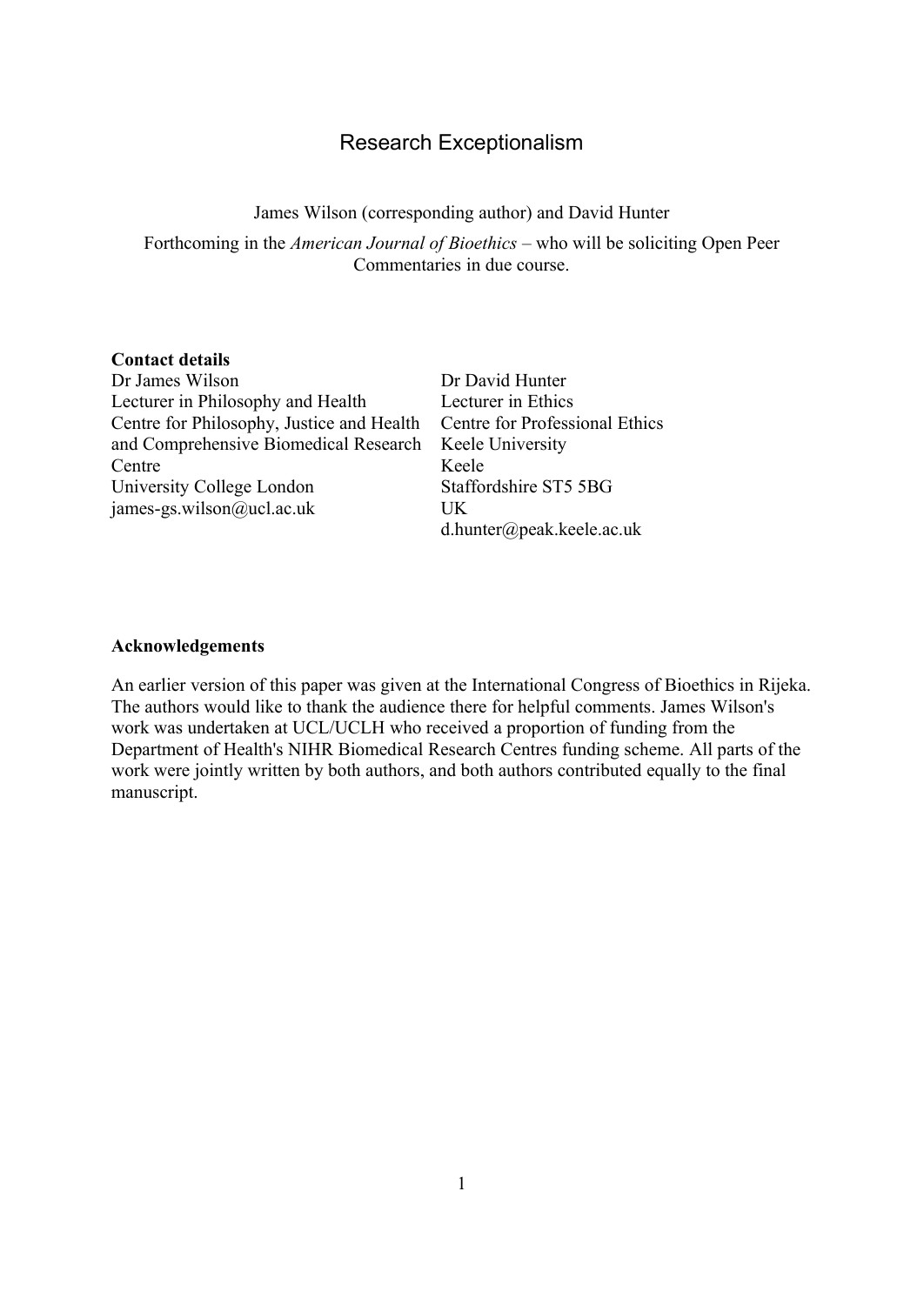# Research Exceptionalism

James Wilson (corresponding author) and David Hunter

Forthcoming in the *American Journal of Bioethics* – who will be soliciting Open Peer Commentaries in due course.

**Contact details**

Dr James Wilson
Lecturer in Philosophy and Health
Centre for Philosophy, Justice and Health and Comprehensive Biomedical Research Centre
University College London
james-gs.wilson@ucl.ac.uk

Dr David Hunter
Lecturer in Ethics
Centre for Professional Ethics
Keele University
Keele
Staffordshire ST5 5BG
UK
d.hunter@peak.keele.ac.uk

**Acknowledgements**

An earlier version of this paper was given at the International Congress of Bioethics in Rijeka. The authors would like to thank the audience there for helpful comments. James Wilson's work was undertaken at UCL/UCLH who received a proportion of funding from the Department of Health's NIHR Biomedical Research Centres funding scheme. All parts of the work were jointly written by both authors, and both authors contributed equally to the final manuscript.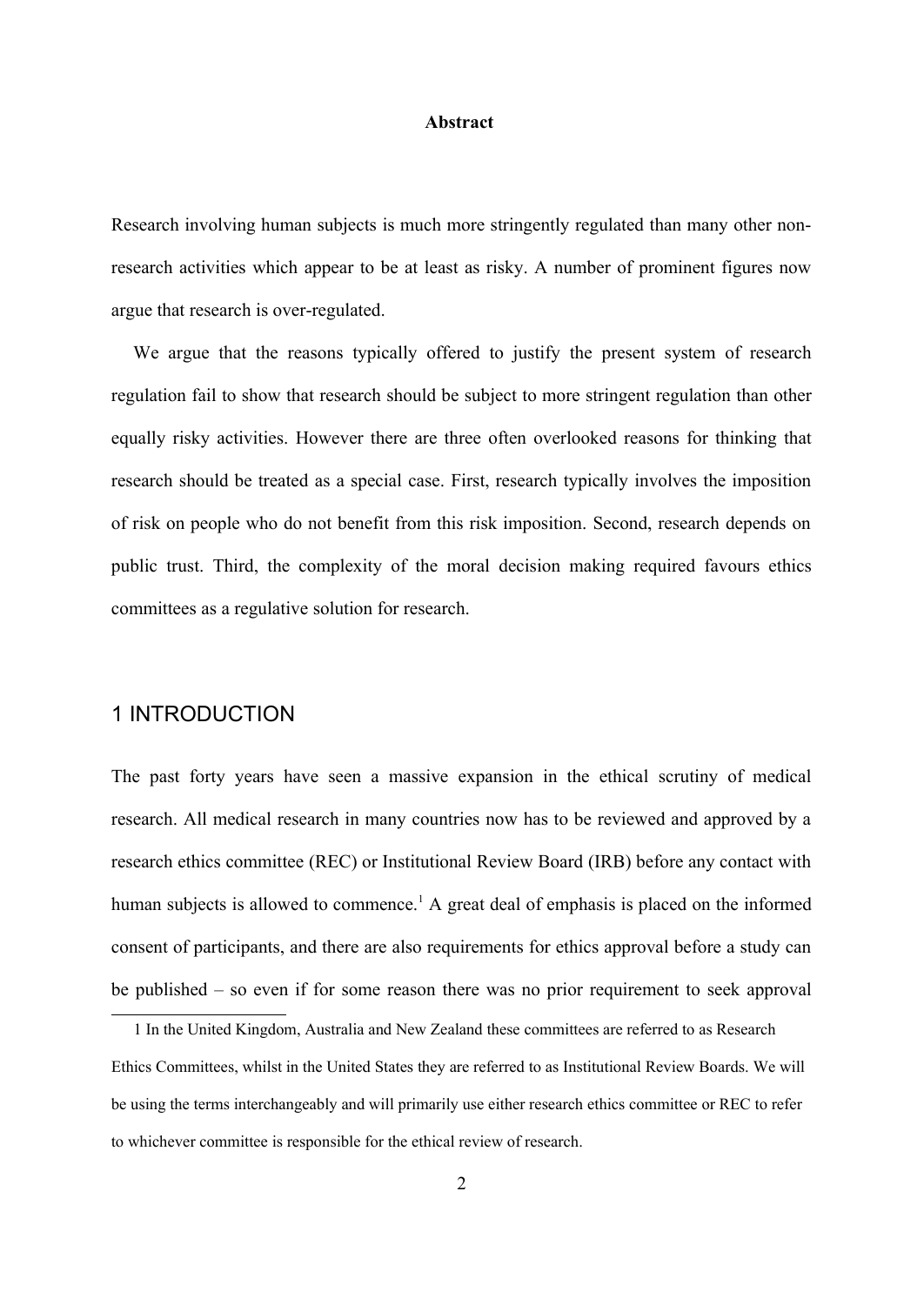**Abstract**

Research involving human subjects is much more stringently regulated than many other non-research activities which appear to be at least as risky. A number of prominent figures now argue that research is over-regulated.

We argue that the reasons typically offered to justify the present system of research regulation fail to show that research should be subject to more stringent regulation than other equally risky activities. However there are three often overlooked reasons for thinking that research should be treated as a special case. First, research typically involves the imposition of risk on people who do not benefit from this risk imposition. Second, research depends on public trust. Third, the complexity of the moral decision making required favours ethics committees as a regulative solution for research.

# 1 INTRODUCTION

The past forty years have seen a massive expansion in the ethical scrutiny of medical research. All medical research in many countries now has to be reviewed and approved by a research ethics committee (REC) or Institutional Review Board (IRB) before any contact with human subjects is allowed to commence.[1] A great deal of emphasis is placed on the informed consent of participants, and there are also requirements for ethics approval before a study can be published – so even if for some reason there was no prior requirement to seek approval

1 In the United Kingdom, Australia and New Zealand these committees are referred to as Research Ethics Committees, whilst in the United States they are referred to as Institutional Review Boards. We will be using the terms interchangeably and will primarily use either research ethics committee or REC to refer to whichever committee is responsible for the ethical review of research.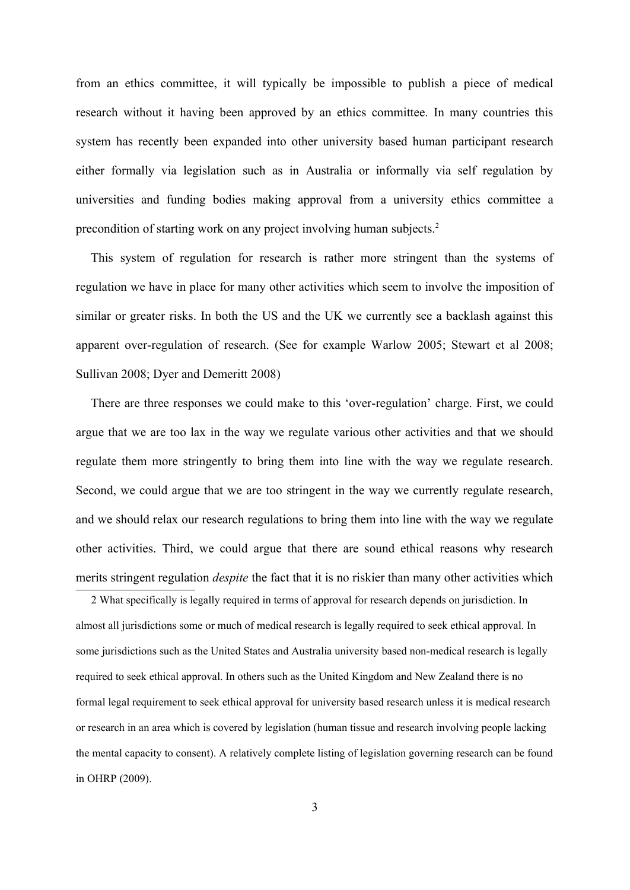from an ethics committee, it will typically be impossible to publish a piece of medical research without it having been approved by an ethics committee. In many countries this system has recently been expanded into other university based human participant research either formally via legislation such as in Australia or informally via self regulation by universities and funding bodies making approval from a university ethics committee a precondition of starting work on any project involving human subjects.[2]

This system of regulation for research is rather more stringent than the systems of regulation we have in place for many other activities which seem to involve the imposition of similar or greater risks. In both the US and the UK we currently see a backlash against this apparent over-regulation of research. (See for example Warlow 2005; Stewart et al 2008; Sullivan 2008; Dyer and Demeritt 2008)

There are three responses we could make to this 'over-regulation' charge. First, we could argue that we are too lax in the way we regulate various other activities and that we should regulate them more stringently to bring them into line with the way we regulate research. Second, we could argue that we are too stringent in the way we currently regulate research, and we should relax our research regulations to bring them into line with the way we regulate other activities. Third, we could argue that there are sound ethical reasons why research merits stringent regulation *despite* the fact that it is no riskier than many other activities which

---

2 What specifically is legally required in terms of approval for research depends on jurisdiction. In almost all jurisdictions some or much of medical research is legally required to seek ethical approval. In some jurisdictions such as the United States and Australia university based non-medical research is legally required to seek ethical approval. In others such as the United Kingdom and New Zealand there is no formal legal requirement to seek ethical approval for university based research unless it is medical research or research in an area which is covered by legislation (human tissue and research involving people lacking the mental capacity to consent). A relatively complete listing of legislation governing research can be found in OHRP (2009).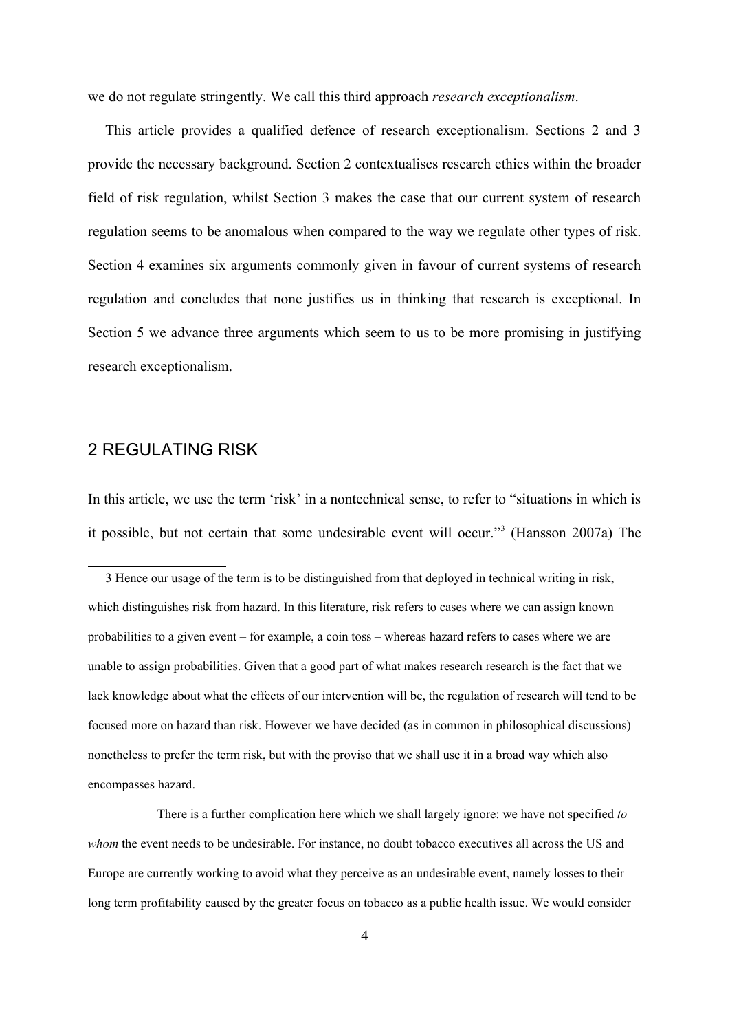we do not regulate stringently. We call this third approach *research exceptionalism*.

This article provides a qualified defence of research exceptionalism. Sections 2 and 3 provide the necessary background. Section 2 contextualises research ethics within the broader field of risk regulation, whilst Section 3 makes the case that our current system of research regulation seems to be anomalous when compared to the way we regulate other types of risk. Section 4 examines six arguments commonly given in favour of current systems of research regulation and concludes that none justifies us in thinking that research is exceptional. In Section 5 we advance three arguments which seem to us to be more promising in justifying research exceptionalism.

## 2 REGULATING RISK

In this article, we use the term 'risk' in a nontechnical sense, to refer to "situations in which is it possible, but not certain that some undesirable event will occur."[3] (Hansson 2007a) The

3 Hence our usage of the term is to be distinguished from that deployed in technical writing in risk, which distinguishes risk from hazard. In this literature, risk refers to cases where we can assign known probabilities to a given event – for example, a coin toss – whereas hazard refers to cases where we are unable to assign probabilities. Given that a good part of what makes research research is the fact that we lack knowledge about what the effects of our intervention will be, the regulation of research will tend to be focused more on hazard than risk. However we have decided (as in common in philosophical discussions) nonetheless to prefer the term risk, but with the proviso that we shall use it in a broad way which also encompasses hazard.

There is a further complication here which we shall largely ignore: we have not specified *to whom* the event needs to be undesirable. For instance, no doubt tobacco executives all across the US and Europe are currently working to avoid what they perceive as an undesirable event, namely losses to their long term profitability caused by the greater focus on tobacco as a public health issue. We would consider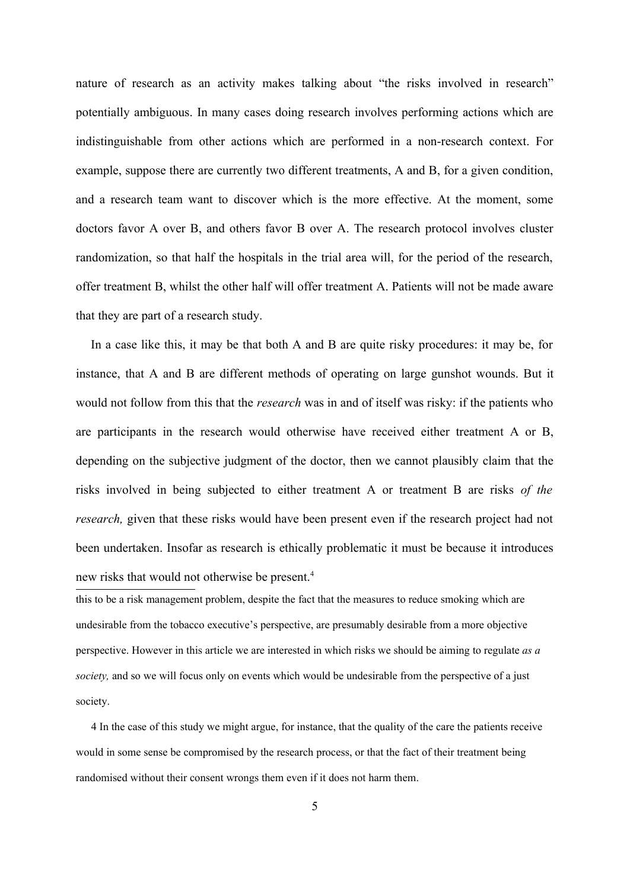nature of research as an activity makes talking about "the risks involved in research" potentially ambiguous. In many cases doing research involves performing actions which are indistinguishable from other actions which are performed in a non-research context. For example, suppose there are currently two different treatments, A and B, for a given condition, and a research team want to discover which is the more effective. At the moment, some doctors favor A over B, and others favor B over A. The research protocol involves cluster randomization, so that half the hospitals in the trial area will, for the period of the research, offer treatment B, whilst the other half will offer treatment A. Patients will not be made aware that they are part of a research study.

In a case like this, it may be that both A and B are quite risky procedures: it may be, for instance, that A and B are different methods of operating on large gunshot wounds. But it would not follow from this that the *research* was in and of itself was risky: if the patients who are participants in the research would otherwise have received either treatment A or B, depending on the subjective judgment of the doctor, then we cannot plausibly claim that the risks involved in being subjected to either treatment A or treatment B are risks *of the research,* given that these risks would have been present even if the research project had not been undertaken. Insofar as research is ethically problematic it must be because it introduces new risks that would not otherwise be present.[4]

---

this to be a risk management problem, despite the fact that the measures to reduce smoking which are undesirable from the tobacco executive's perspective, are presumably desirable from a more objective perspective. However in this article we are interested in which risks we should be aiming to regulate *as a society,* and so we will focus only on events which would be undesirable from the perspective of a just society.

4 In the case of this study we might argue, for instance, that the quality of the care the patients receive would in some sense be compromised by the research process, or that the fact of their treatment being randomised without their consent wrongs them even if it does not harm them.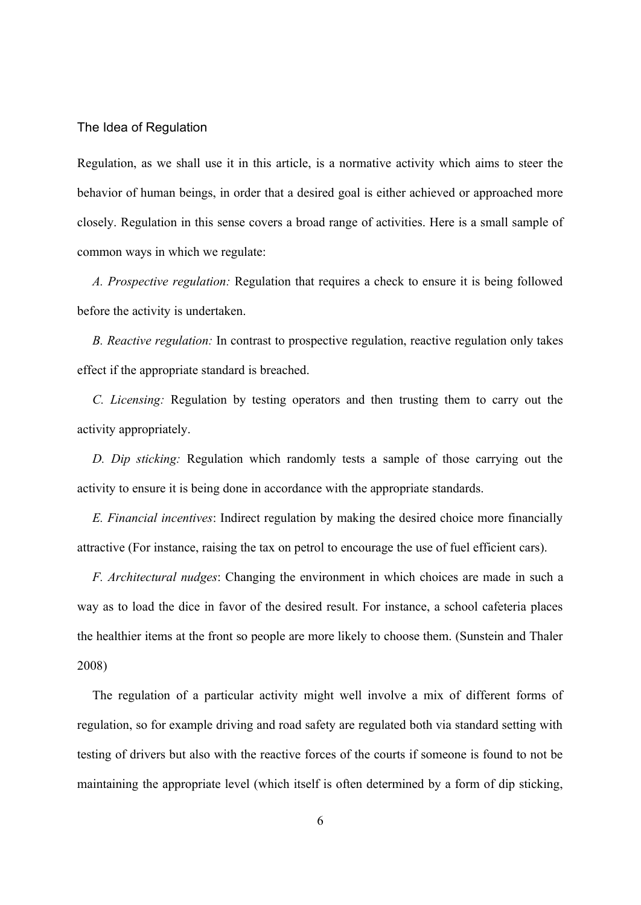## The Idea of Regulation

Regulation, as we shall use it in this article, is a normative activity which aims to steer the behavior of human beings, in order that a desired goal is either achieved or approached more closely. Regulation in this sense covers a broad range of activities. Here is a small sample of common ways in which we regulate:

A. *Prospective regulation:* Regulation that requires a check to ensure it is being followed before the activity is undertaken.

B. *Reactive regulation:* In contrast to prospective regulation, reactive regulation only takes effect if the appropriate standard is breached.

C. *Licensing:* Regulation by testing operators and then trusting them to carry out the activity appropriately.

D. *Dip sticking:* Regulation which randomly tests a sample of those carrying out the activity to ensure it is being done in accordance with the appropriate standards.

E. *Financial incentives*: Indirect regulation by making the desired choice more financially attractive (For instance, raising the tax on petrol to encourage the use of fuel efficient cars).

F. *Architectural nudges*: Changing the environment in which choices are made in such a way as to load the dice in favor of the desired result. For instance, a school cafeteria places the healthier items at the front so people are more likely to choose them. (Sunstein and Thaler 2008)

The regulation of a particular activity might well involve a mix of different forms of regulation, so for example driving and road safety are regulated both via standard setting with testing of drivers but also with the reactive forces of the courts if someone is found to not be maintaining the appropriate level (which itself is often determined by a form of dip sticking,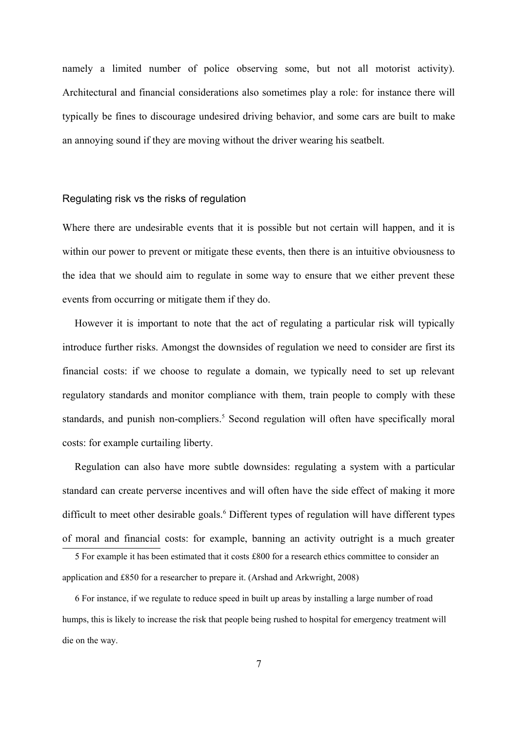namely a limited number of police observing some, but not all motorist activity). Architectural and financial considerations also sometimes play a role: for instance there will typically be fines to discourage undesired driving behavior, and some cars are built to make an annoying sound if they are moving without the driver wearing his seatbelt.

## Regulating risk vs the risks of regulation

Where there are undesirable events that it is possible but not certain will happen, and it is within our power to prevent or mitigate these events, then there is an intuitive obviousness to the idea that we should aim to regulate in some way to ensure that we either prevent these events from occurring or mitigate them if they do.

However it is important to note that the act of regulating a particular risk will typically introduce further risks. Amongst the downsides of regulation we need to consider are first its financial costs: if we choose to regulate a domain, we typically need to set up relevant regulatory standards and monitor compliance with them, train people to comply with these standards, and punish non-compliers.[5] Second regulation will often have specifically moral costs: for example curtailing liberty.

Regulation can also have more subtle downsides: regulating a system with a particular standard can create perverse incentives and will often have the side effect of making it more difficult to meet other desirable goals.[6] Different types of regulation will have different types of moral and financial costs: for example, banning an activity outright is a much greater

5 For example it has been estimated that it costs £800 for a research ethics committee to consider an application and £850 for a researcher to prepare it. (Arshad and Arkwright, 2008)

6 For instance, if we regulate to reduce speed in built up areas by installing a large number of road humps, this is likely to increase the risk that people being rushed to hospital for emergency treatment will die on the way.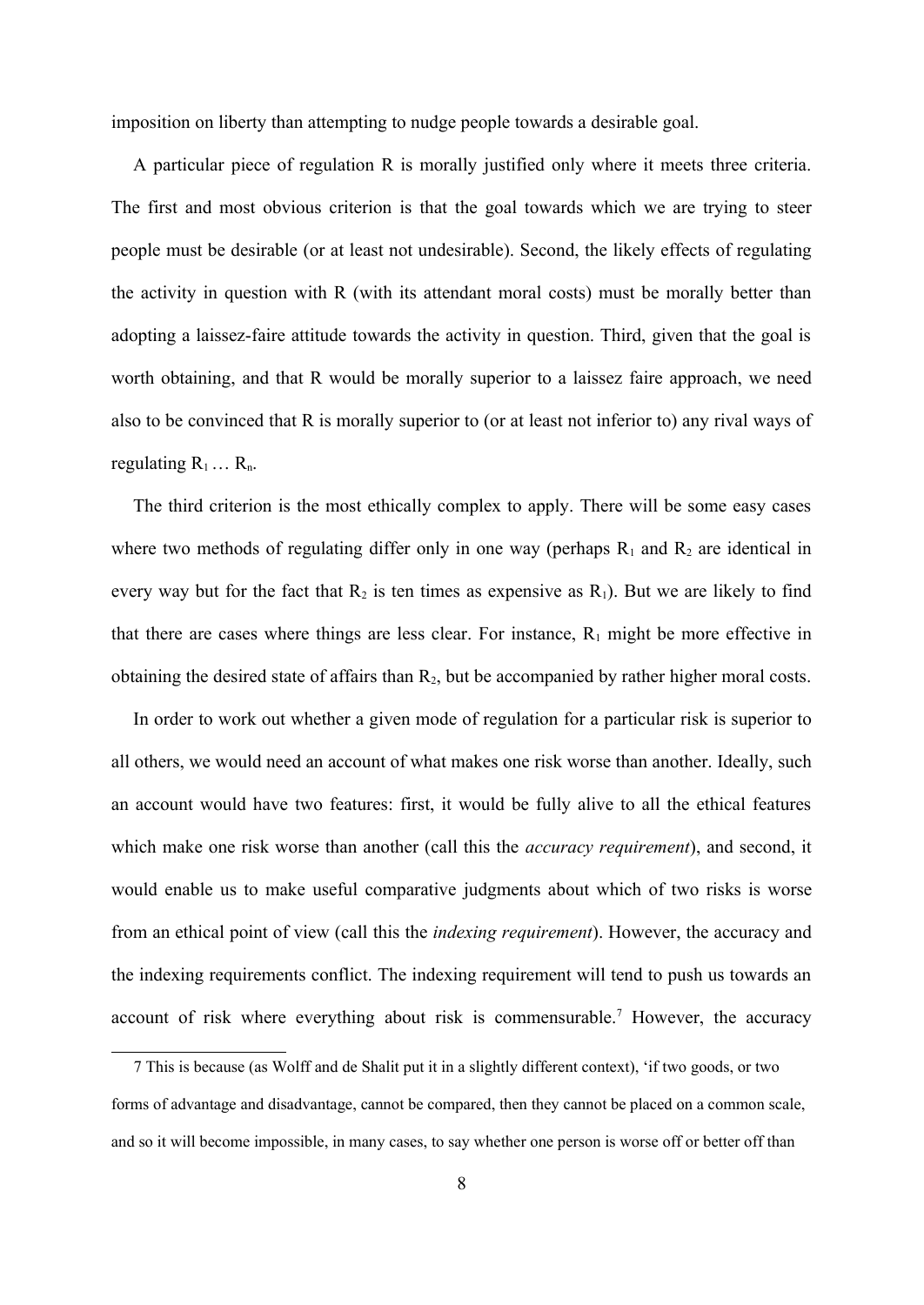imposition on liberty than attempting to nudge people towards a desirable goal.

A particular piece of regulation R is morally justified only where it meets three criteria. The first and most obvious criterion is that the goal towards which we are trying to steer people must be desirable (or at least not undesirable). Second, the likely effects of regulating the activity in question with R (with its attendant moral costs) must be morally better than adopting a laissez-faire attitude towards the activity in question. Third, given that the goal is worth obtaining, and that R would be morally superior to a laissez faire approach, we need also to be convinced that R is morally superior to (or at least not inferior to) any rival ways of regulating $R_1 \dots R_n$.

The third criterion is the most ethically complex to apply. There will be some easy cases where two methods of regulating differ only in one way (perhaps $R_1$ and $R_2$ are identical in every way but for the fact that $R_2$ is ten times as expensive as $R_1$). But we are likely to find that there are cases where things are less clear. For instance, $R_1$ might be more effective in obtaining the desired state of affairs than $R_2$, but be accompanied by rather higher moral costs.

In order to work out whether a given mode of regulation for a particular risk is superior to all others, we would need an account of what makes one risk worse than another. Ideally, such an account would have two features: first, it would be fully alive to all the ethical features which make one risk worse than another (call this the *accuracy requirement*), and second, it would enable us to make useful comparative judgments about which of two risks is worse from an ethical point of view (call this the *indexing requirement*). However, the accuracy and the indexing requirements conflict. The indexing requirement will tend to push us towards an account of risk where everything about risk is commensurable.[7] However, the accuracy

7 This is because (as Wolff and de Shalit put it in a slightly different context), 'if two goods, or two forms of advantage and disadvantage, cannot be compared, then they cannot be placed on a common scale, and so it will become impossible, in many cases, to say whether one person is worse off or better off than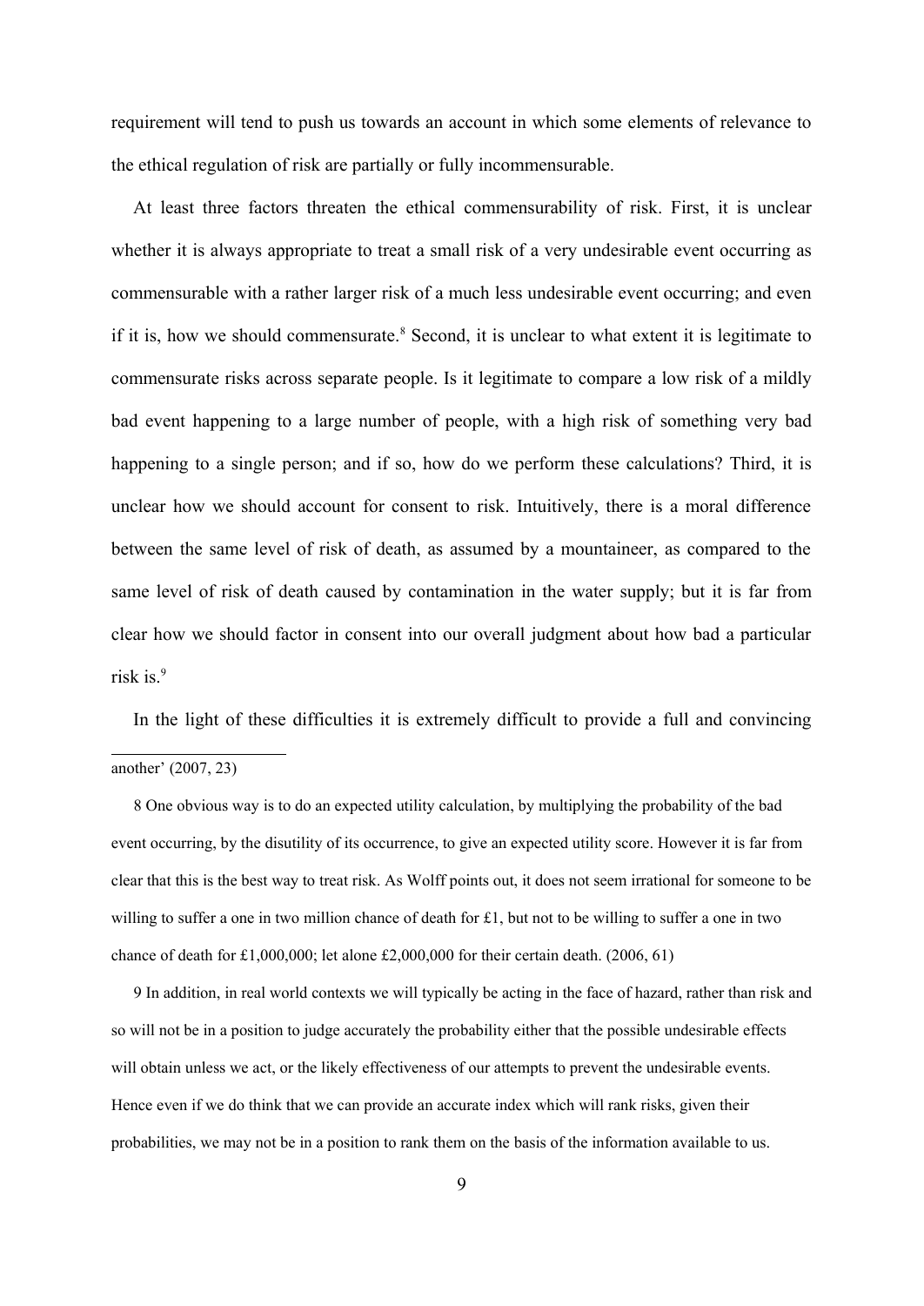requirement will tend to push us towards an account in which some elements of relevance to the ethical regulation of risk are partially or fully incommensurable.

At least three factors threaten the ethical commensurability of risk. First, it is unclear whether it is always appropriate to treat a small risk of a very undesirable event occurring as commensurable with a rather larger risk of a much less undesirable event occurring; and even if it is, how we should commensurate.[8] Second, it is unclear to what extent it is legitimate to commensurate risks across separate people. Is it legitimate to compare a low risk of a mildly bad event happening to a large number of people, with a high risk of something very bad happening to a single person; and if so, how do we perform these calculations? Third, it is unclear how we should account for consent to risk. Intuitively, there is a moral difference between the same level of risk of death, as assumed by a mountaineer, as compared to the same level of risk of death caused by contamination in the water supply; but it is far from clear how we should factor in consent into our overall judgment about how bad a particular risk is.[9]

In the light of these difficulties it is extremely difficult to provide a full and convincing

---

another' (2007, 23)

8 One obvious way is to do an expected utility calculation, by multiplying the probability of the bad event occurring, by the disutility of its occurrence, to give an expected utility score. However it is far from clear that this is the best way to treat risk. As Wolff points out, it does not seem irrational for someone to be willing to suffer a one in two million chance of death for £1, but not to be willing to suffer a one in two chance of death for £1,000,000; let alone £2,000,000 for their certain death. (2006, 61)

9 In addition, in real world contexts we will typically be acting in the face of hazard, rather than risk and so will not be in a position to judge accurately the probability either that the possible undesirable effects will obtain unless we act, or the likely effectiveness of our attempts to prevent the undesirable events. Hence even if we do think that we can provide an accurate index which will rank risks, given their probabilities, we may not be in a position to rank them on the basis of the information available to us.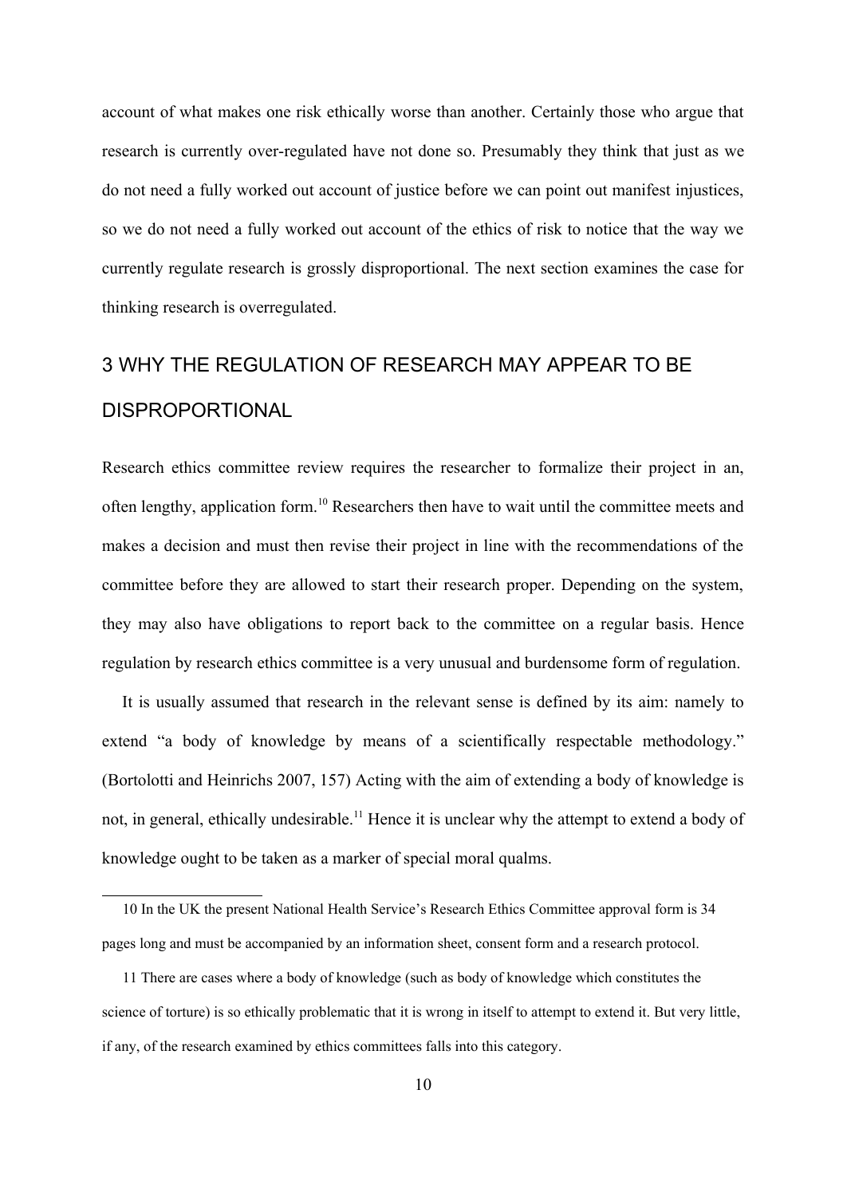account of what makes one risk ethically worse than another. Certainly those who argue that research is currently over-regulated have not done so. Presumably they think that just as we do not need a fully worked out account of justice before we can point out manifest injustices, so we do not need a fully worked out account of the ethics of risk to notice that the way we currently regulate research is grossly disproportional. The next section examines the case for thinking research is overregulated.

## 3 WHY THE REGULATION OF RESEARCH MAY APPEAR TO BE DISPROPORTIONAL

Research ethics committee review requires the researcher to formalize their project in an, often lengthy, application form.[10] Researchers then have to wait until the committee meets and makes a decision and must then revise their project in line with the recommendations of the committee before they are allowed to start their research proper. Depending on the system, they may also have obligations to report back to the committee on a regular basis. Hence regulation by research ethics committee is a very unusual and burdensome form of regulation.

It is usually assumed that research in the relevant sense is defined by its aim: namely to extend "a body of knowledge by means of a scientifically respectable methodology." (Bortolotti and Heinrichs 2007, 157) Acting with the aim of extending a body of knowledge is not, in general, ethically undesirable.[11] Hence it is unclear why the attempt to extend a body of knowledge ought to be taken as a marker of special moral qualms.

---

10 In the UK the present National Health Service's Research Ethics Committee approval form is 34 pages long and must be accompanied by an information sheet, consent form and a research protocol.

11 There are cases where a body of knowledge (such as body of knowledge which constitutes the science of torture) is so ethically problematic that it is wrong in itself to attempt to extend it. But very little, if any, of the research examined by ethics committees falls into this category.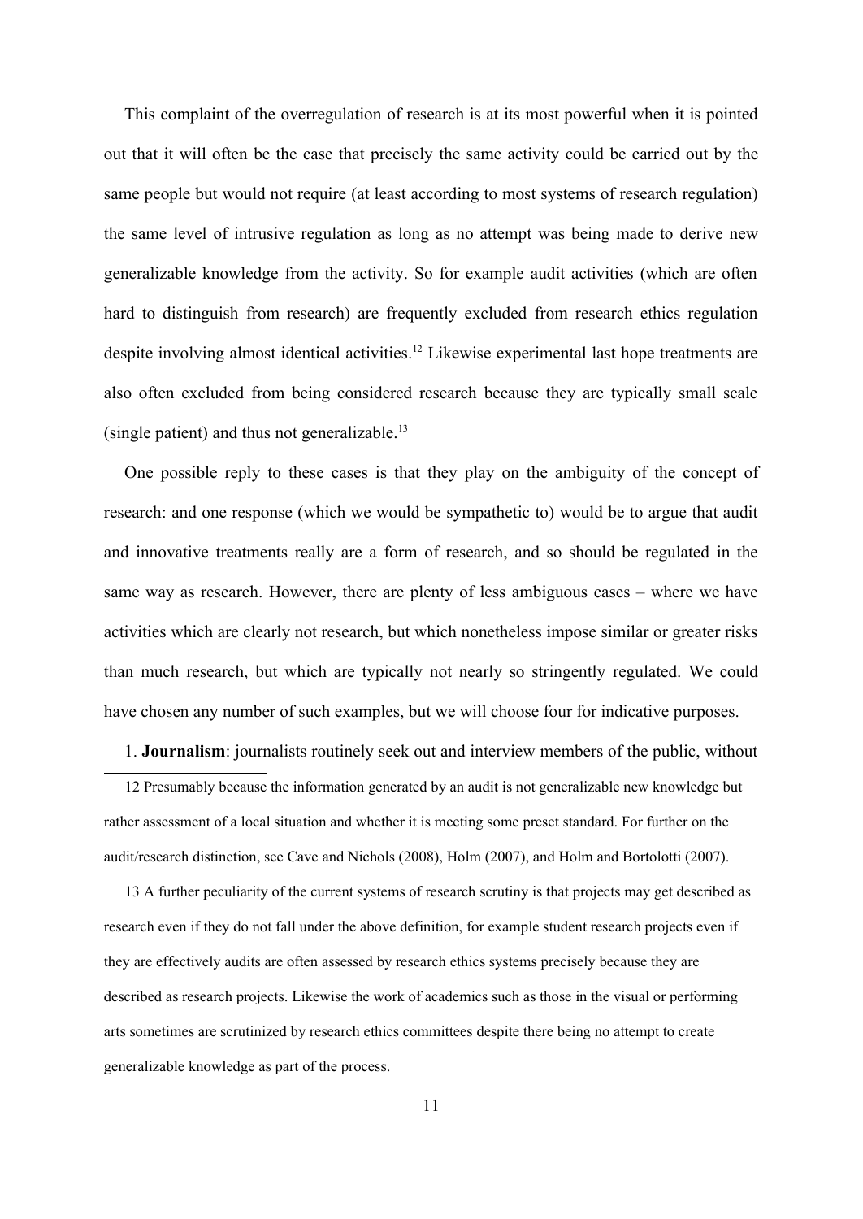This complaint of the overregulation of research is at its most powerful when it is pointed out that it will often be the case that precisely the same activity could be carried out by the same people but would not require (at least according to most systems of research regulation) the same level of intrusive regulation as long as no attempt was being made to derive new generalizable knowledge from the activity. So for example audit activities (which are often hard to distinguish from research) are frequently excluded from research ethics regulation despite involving almost identical activities.[12] Likewise experimental last hope treatments are also often excluded from being considered research because they are typically small scale (single patient) and thus not generalizable.[13]

One possible reply to these cases is that they play on the ambiguity of the concept of research: and one response (which we would be sympathetic to) would be to argue that audit and innovative treatments really are a form of research, and so should be regulated in the same way as research. However, there are plenty of less ambiguous cases – where we have activities which are clearly not research, but which nonetheless impose similar or greater risks than much research, but which are typically not nearly so stringently regulated. We could have chosen any number of such examples, but we will choose four for indicative purposes.

1. **Journalism**: journalists routinely seek out and interview members of the public, without

---

12 Presumably because the information generated by an audit is not generalizable new knowledge but rather assessment of a local situation and whether it is meeting some preset standard. For further on the audit/research distinction, see Cave and Nichols (2008), Holm (2007), and Holm and Bortolotti (2007).

13 A further peculiarity of the current systems of research scrutiny is that projects may get described as research even if they do not fall under the above definition, for example student research projects even if they are effectively audits are often assessed by research ethics systems precisely because they are described as research projects. Likewise the work of academics such as those in the visual or performing arts sometimes are scrutinized by research ethics committees despite there being no attempt to create generalizable knowledge as part of the process.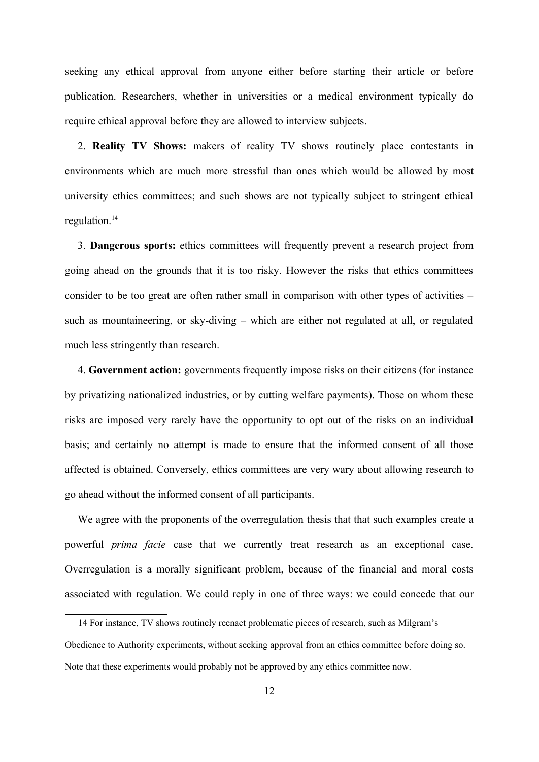seeking any ethical approval from anyone either before starting their article or before publication. Researchers, whether in universities or a medical environment typically do require ethical approval before they are allowed to interview subjects.

2. **Reality TV Shows:** makers of reality TV shows routinely place contestants in environments which are much more stressful than ones which would be allowed by most university ethics committees; and such shows are not typically subject to stringent ethical regulation.[14]

3. **Dangerous sports:** ethics committees will frequently prevent a research project from going ahead on the grounds that it is too risky. However the risks that ethics committees consider to be too great are often rather small in comparison with other types of activities – such as mountaineering, or sky-diving – which are either not regulated at all, or regulated much less stringently than research.

4. **Government action:** governments frequently impose risks on their citizens (for instance by privatizing nationalized industries, or by cutting welfare payments). Those on whom these risks are imposed very rarely have the opportunity to opt out of the risks on an individual basis; and certainly no attempt is made to ensure that the informed consent of all those affected is obtained. Conversely, ethics committees are very wary about allowing research to go ahead without the informed consent of all participants.

We agree with the proponents of the overregulation thesis that that such examples create a powerful *prima facie* case that we currently treat research as an exceptional case. Overregulation is a morally significant problem, because of the financial and moral costs associated with regulation. We could reply in one of three ways: we could concede that our

14 For instance, TV shows routinely reenact problematic pieces of research, such as Milgram's Obedience to Authority experiments, without seeking approval from an ethics committee before doing so. Note that these experiments would probably not be approved by any ethics committee now.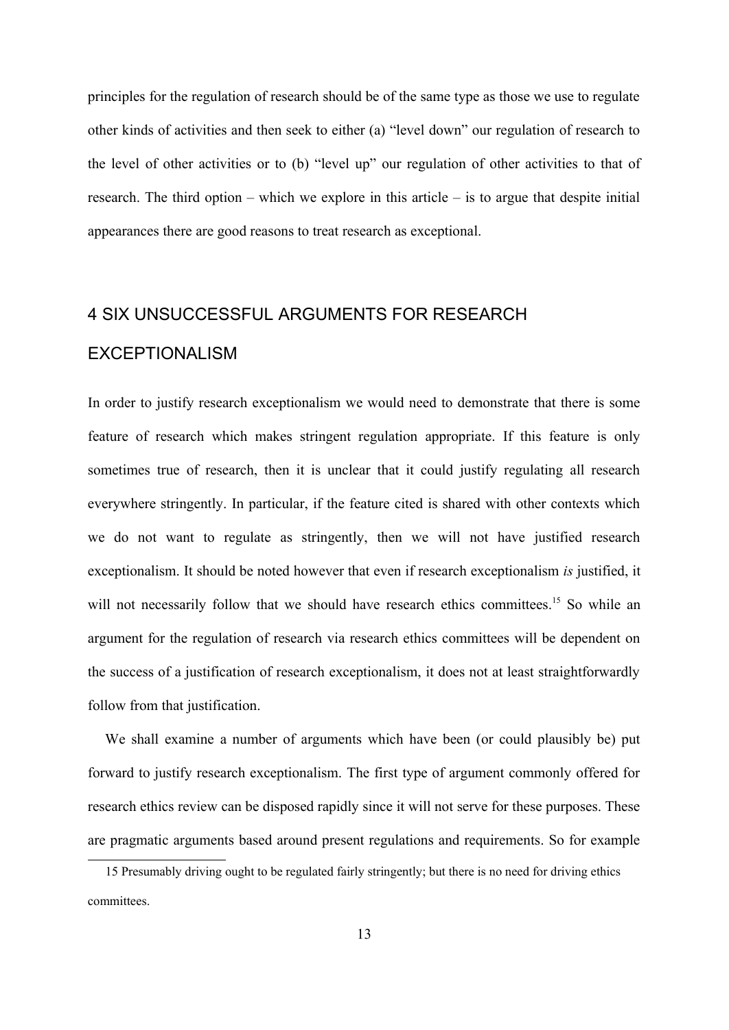principles for the regulation of research should be of the same type as those we use to regulate other kinds of activities and then seek to either (a) "level down" our regulation of research to the level of other activities or to (b) "level up" our regulation of other activities to that of research. The third option – which we explore in this article – is to argue that despite initial appearances there are good reasons to treat research as exceptional.

## 4 SIX UNSUCCESSFUL ARGUMENTS FOR RESEARCH EXCEPTIONALISM

In order to justify research exceptionalism we would need to demonstrate that there is some feature of research which makes stringent regulation appropriate. If this feature is only sometimes true of research, then it is unclear that it could justify regulating all research everywhere stringently. In particular, if the feature cited is shared with other contexts which we do not want to regulate as stringently, then we will not have justified research exceptionalism. It should be noted however that even if research exceptionalism *is* justified, it will not necessarily follow that we should have research ethics committees.[15] So while an argument for the regulation of research via research ethics committees will be dependent on the success of a justification of research exceptionalism, it does not at least straightforwardly follow from that justification.

We shall examine a number of arguments which have been (or could plausibly be) put forward to justify research exceptionalism. The first type of argument commonly offered for research ethics review can be disposed rapidly since it will not serve for these purposes. These are pragmatic arguments based around present regulations and requirements. So for example

15 Presumably driving ought to be regulated fairly stringently; but there is no need for driving ethics committees.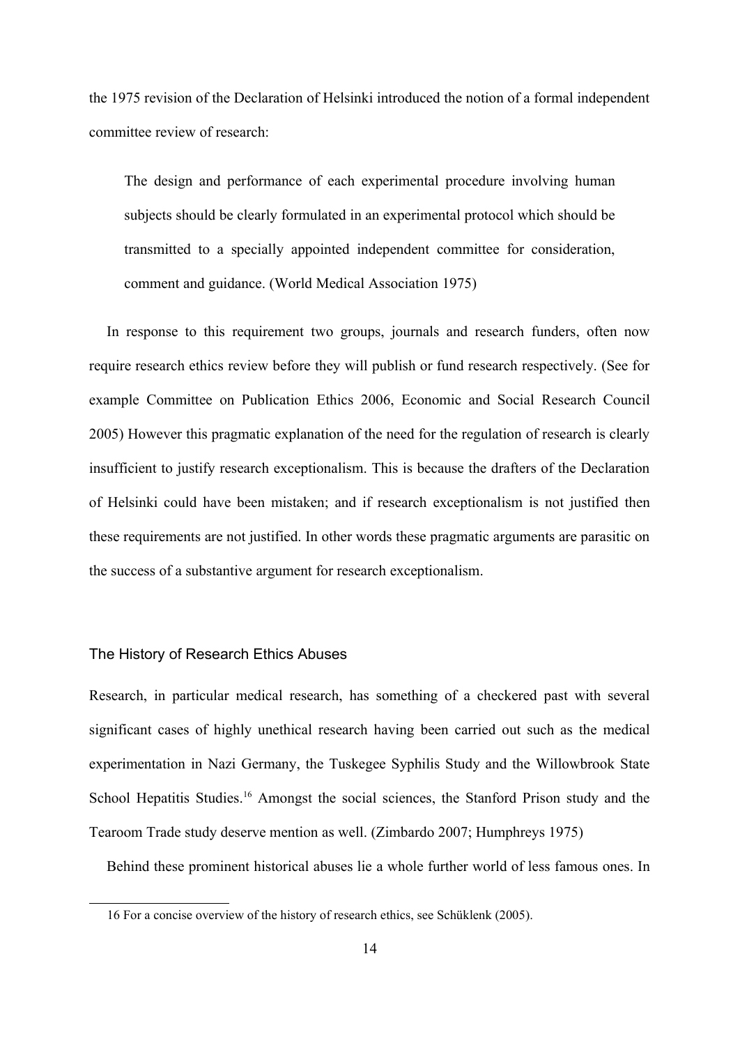the 1975 revision of the Declaration of Helsinki introduced the notion of a formal independent committee review of research:

> The design and performance of each experimental procedure involving human subjects should be clearly formulated in an experimental protocol which should be transmitted to a specially appointed independent committee for consideration, comment and guidance. (World Medical Association 1975)

In response to this requirement two groups, journals and research funders, often now require research ethics review before they will publish or fund research respectively. (See for example Committee on Publication Ethics 2006, Economic and Social Research Council 2005) However this pragmatic explanation of the need for the regulation of research is clearly insufficient to justify research exceptionalism. This is because the drafters of the Declaration of Helsinki could have been mistaken; and if research exceptionalism is not justified then these requirements are not justified. In other words these pragmatic arguments are parasitic on the success of a substantive argument for research exceptionalism.

## The History of Research Ethics Abuses

Research, in particular medical research, has something of a checkered past with several significant cases of highly unethical research having been carried out such as the medical experimentation in Nazi Germany, the Tuskegee Syphilis Study and the Willowbrook State School Hepatitis Studies.[16] Amongst the social sciences, the Stanford Prison study and the Tearoom Trade study deserve mention as well. (Zimbardo 2007; Humphreys 1975)

Behind these prominent historical abuses lie a whole further world of less famous ones. In

16 For a concise overview of the history of research ethics, see Schüklenk (2005).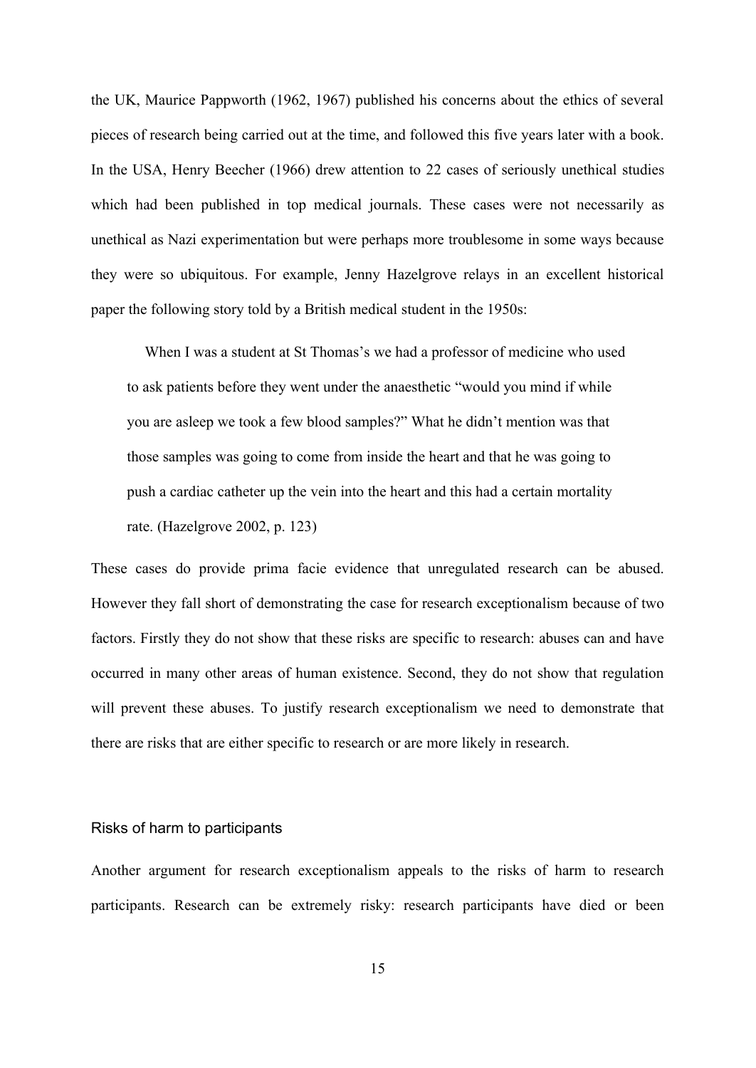the UK, Maurice Pappworth (1962, 1967) published his concerns about the ethics of several pieces of research being carried out at the time, and followed this five years later with a book. In the USA, Henry Beecher (1966) drew attention to 22 cases of seriously unethical studies which had been published in top medical journals. These cases were not necessarily as unethical as Nazi experimentation but were perhaps more troublesome in some ways because they were so ubiquitous. For example, Jenny Hazelgrove relays in an excellent historical paper the following story told by a British medical student in the 1950s:

> When I was a student at St Thomas's we had a professor of medicine who used to ask patients before they went under the anaesthetic "would you mind if while you are asleep we took a few blood samples?" What he didn't mention was that those samples was going to come from inside the heart and that he was going to push a cardiac catheter up the vein into the heart and this had a certain mortality rate. (Hazelgrove 2002, p. 123)

These cases do provide prima facie evidence that unregulated research can be abused. However they fall short of demonstrating the case for research exceptionalism because of two factors. Firstly they do not show that these risks are specific to research: abuses can and have occurred in many other areas of human existence. Second, they do not show that regulation will prevent these abuses. To justify research exceptionalism we need to demonstrate that there are risks that are either specific to research or are more likely in research.

## Risks of harm to participants

Another argument for research exceptionalism appeals to the risks of harm to research participants. Research can be extremely risky: research participants have died or been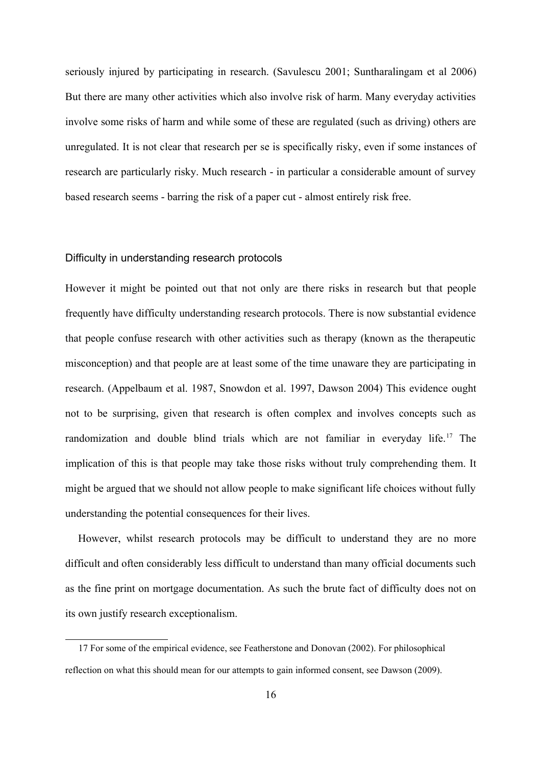seriously injured by participating in research. (Savulescu 2001; Suntharalingam et al 2006) But there are many other activities which also involve risk of harm. Many everyday activities involve some risks of harm and while some of these are regulated (such as driving) others are unregulated. It is not clear that research per se is specifically risky, even if some instances of research are particularly risky. Much research - in particular a considerable amount of survey based research seems - barring the risk of a paper cut - almost entirely risk free.

## Difficulty in understanding research protocols

However it might be pointed out that not only are there risks in research but that people frequently have difficulty understanding research protocols. There is now substantial evidence that people confuse research with other activities such as therapy (known as the therapeutic misconception) and that people are at least some of the time unaware they are participating in research. (Appelbaum et al. 1987, Snowdon et al. 1997, Dawson 2004) This evidence ought not to be surprising, given that research is often complex and involves concepts such as randomization and double blind trials which are not familiar in everyday life.[17] The implication of this is that people may take those risks without truly comprehending them. It might be argued that we should not allow people to make significant life choices without fully understanding the potential consequences for their lives.

However, whilst research protocols may be difficult to understand they are no more difficult and often considerably less difficult to understand than many official documents such as the fine print on mortgage documentation. As such the brute fact of difficulty does not on its own justify research exceptionalism.

---

17 For some of the empirical evidence, see Featherstone and Donovan (2002). For philosophical reflection on what this should mean for our attempts to gain informed consent, see Dawson (2009).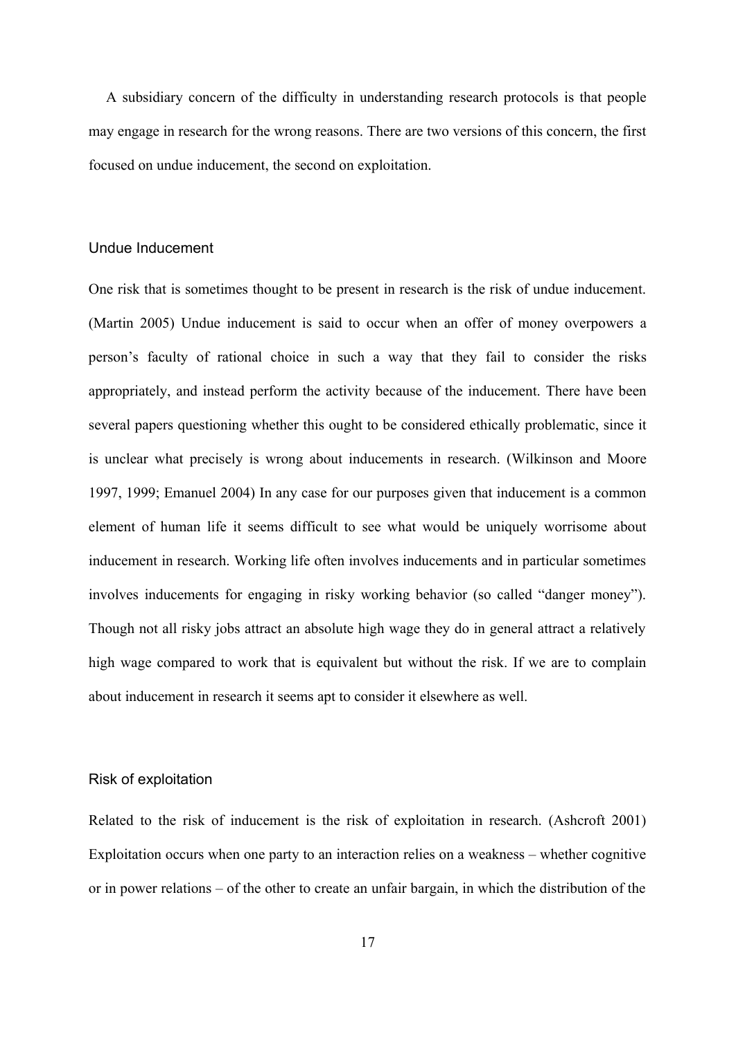A subsidiary concern of the difficulty in understanding research protocols is that people may engage in research for the wrong reasons. There are two versions of this concern, the first focused on undue inducement, the second on exploitation.

### Undue Inducement

One risk that is sometimes thought to be present in research is the risk of undue inducement. (Martin 2005) Undue inducement is said to occur when an offer of money overpowers a person's faculty of rational choice in such a way that they fail to consider the risks appropriately, and instead perform the activity because of the inducement. There have been several papers questioning whether this ought to be considered ethically problematic, since it is unclear what precisely is wrong about inducements in research. (Wilkinson and Moore 1997, 1999; Emanuel 2004) In any case for our purposes given that inducement is a common element of human life it seems difficult to see what would be uniquely worrisome about inducement in research. Working life often involves inducements and in particular sometimes involves inducements for engaging in risky working behavior (so called "danger money"). Though not all risky jobs attract an absolute high wage they do in general attract a relatively high wage compared to work that is equivalent but without the risk. If we are to complain about inducement in research it seems apt to consider it elsewhere as well.

### Risk of exploitation

Related to the risk of inducement is the risk of exploitation in research. (Ashcroft 2001) Exploitation occurs when one party to an interaction relies on a weakness – whether cognitive or in power relations – of the other to create an unfair bargain, in which the distribution of the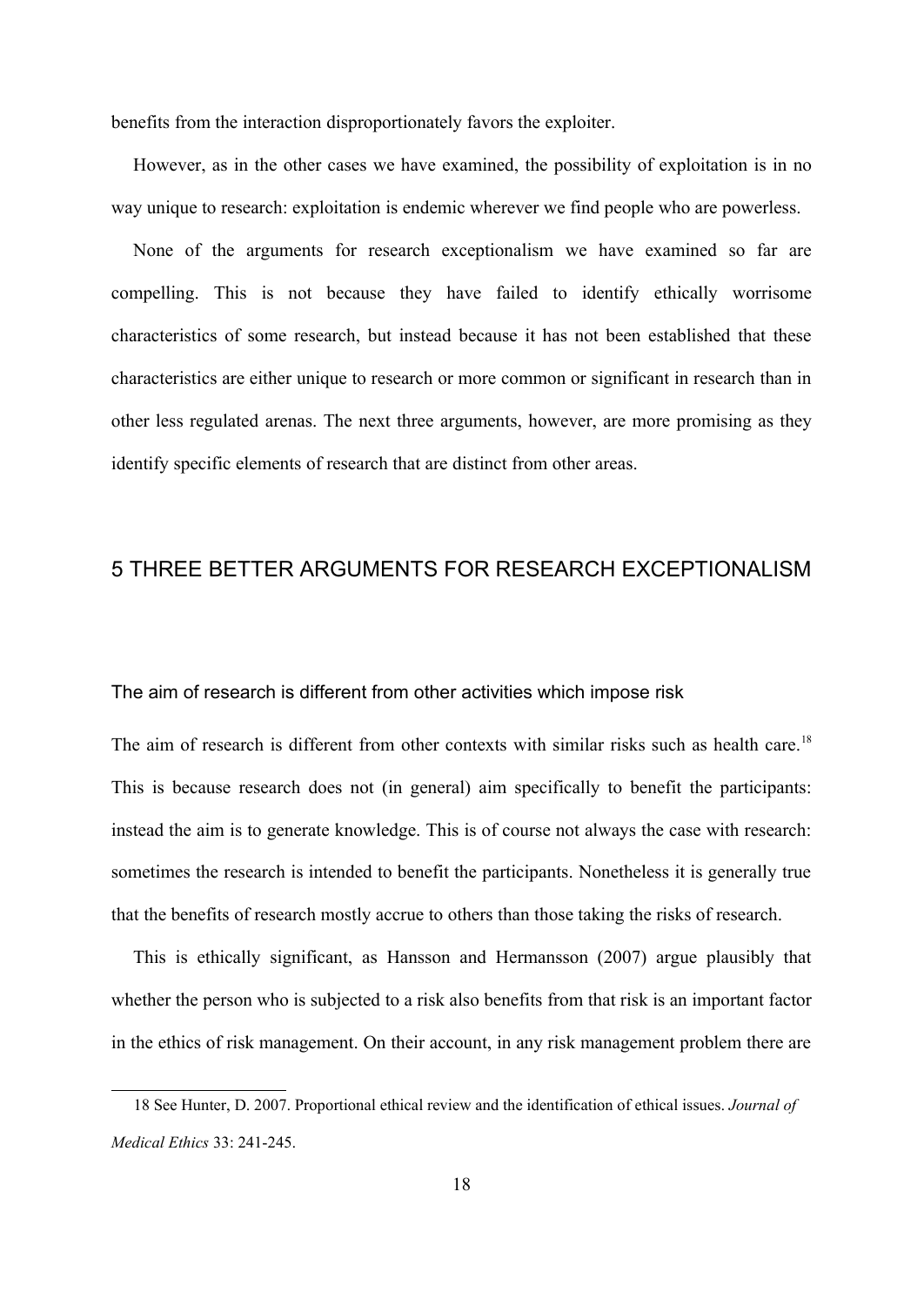benefits from the interaction disproportionately favors the exploiter.

However, as in the other cases we have examined, the possibility of exploitation is in no way unique to research: exploitation is endemic wherever we find people who are powerless.

None of the arguments for research exceptionalism we have examined so far are compelling. This is not because they have failed to identify ethically worrisome characteristics of some research, but instead because it has not been established that these characteristics are either unique to research or more common or significant in research than in other less regulated arenas. The next three arguments, however, are more promising as they identify specific elements of research that are distinct from other areas.

## 5 THREE BETTER ARGUMENTS FOR RESEARCH EXCEPTIONALISM

### The aim of research is different from other activities which impose risk

The aim of research is different from other contexts with similar risks such as health care.[18] This is because research does not (in general) aim specifically to benefit the participants: instead the aim is to generate knowledge. This is of course not always the case with research: sometimes the research is intended to benefit the participants. Nonetheless it is generally true that the benefits of research mostly accrue to others than those taking the risks of research.

This is ethically significant, as Hansson and Hermansson (2007) argue plausibly that whether the person who is subjected to a risk also benefits from that risk is an important factor in the ethics of risk management. On their account, in any risk management problem there are

---

18 See Hunter, D. 2007. Proportional ethical review and the identification of ethical issues. *Journal of Medical Ethics* 33: 241-245.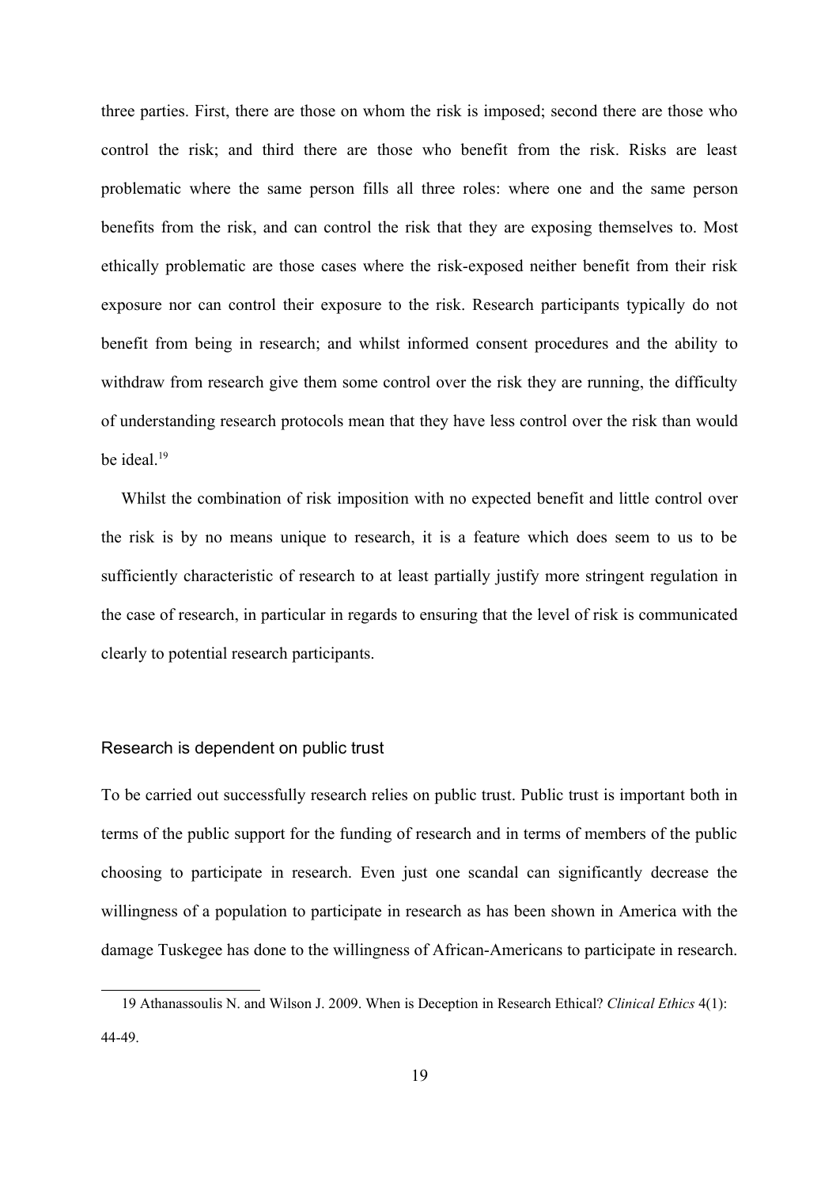three parties. First, there are those on whom the risk is imposed; second there are those who control the risk; and third there are those who benefit from the risk. Risks are least problematic where the same person fills all three roles: where one and the same person benefits from the risk, and can control the risk that they are exposing themselves to. Most ethically problematic are those cases where the risk-exposed neither benefit from their risk exposure nor can control their exposure to the risk. Research participants typically do not benefit from being in research; and whilst informed consent procedures and the ability to withdraw from research give them some control over the risk they are running, the difficulty of understanding research protocols mean that they have less control over the risk than would be ideal.[19]

Whilst the combination of risk imposition with no expected benefit and little control over the risk is by no means unique to research, it is a feature which does seem to us to be sufficiently characteristic of research to at least partially justify more stringent regulation in the case of research, in particular in regards to ensuring that the level of risk is communicated clearly to potential research participants.

### Research is dependent on public trust

To be carried out successfully research relies on public trust. Public trust is important both in terms of the public support for the funding of research and in terms of members of the public choosing to participate in research. Even just one scandal can significantly decrease the willingness of a population to participate in research as has been shown in America with the damage Tuskegee has done to the willingness of African-Americans to participate in research.

---

19 Athanassoulis N. and Wilson J. 2009. When is Deception in Research Ethical? *Clinical Ethics* 4(1): 44-49.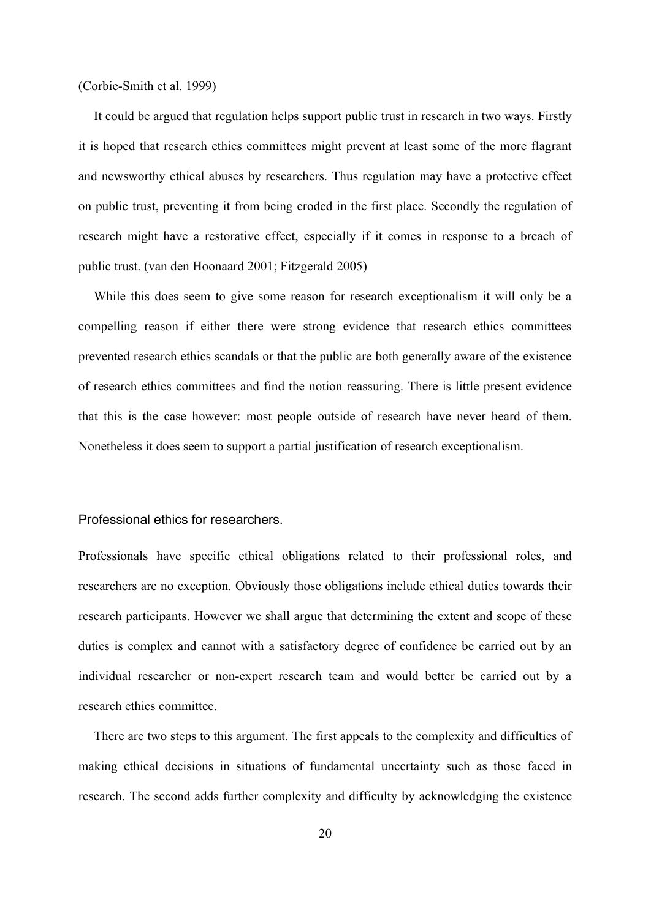(Corbie-Smith et al. 1999)

It could be argued that regulation helps support public trust in research in two ways. Firstly it is hoped that research ethics committees might prevent at least some of the more flagrant and newsworthy ethical abuses by researchers. Thus regulation may have a protective effect on public trust, preventing it from being eroded in the first place. Secondly the regulation of research might have a restorative effect, especially if it comes in response to a breach of public trust. (van den Hoonaard 2001; Fitzgerald 2005)

While this does seem to give some reason for research exceptionalism it will only be a compelling reason if either there were strong evidence that research ethics committees prevented research ethics scandals or that the public are both generally aware of the existence of research ethics committees and find the notion reassuring. There is little present evidence that this is the case however: most people outside of research have never heard of them. Nonetheless it does seem to support a partial justification of research exceptionalism.

### Professional ethics for researchers.

Professionals have specific ethical obligations related to their professional roles, and researchers are no exception. Obviously those obligations include ethical duties towards their research participants. However we shall argue that determining the extent and scope of these duties is complex and cannot with a satisfactory degree of confidence be carried out by an individual researcher or non-expert research team and would better be carried out by a research ethics committee.

There are two steps to this argument. The first appeals to the complexity and difficulties of making ethical decisions in situations of fundamental uncertainty such as those faced in research. The second adds further complexity and difficulty by acknowledging the existence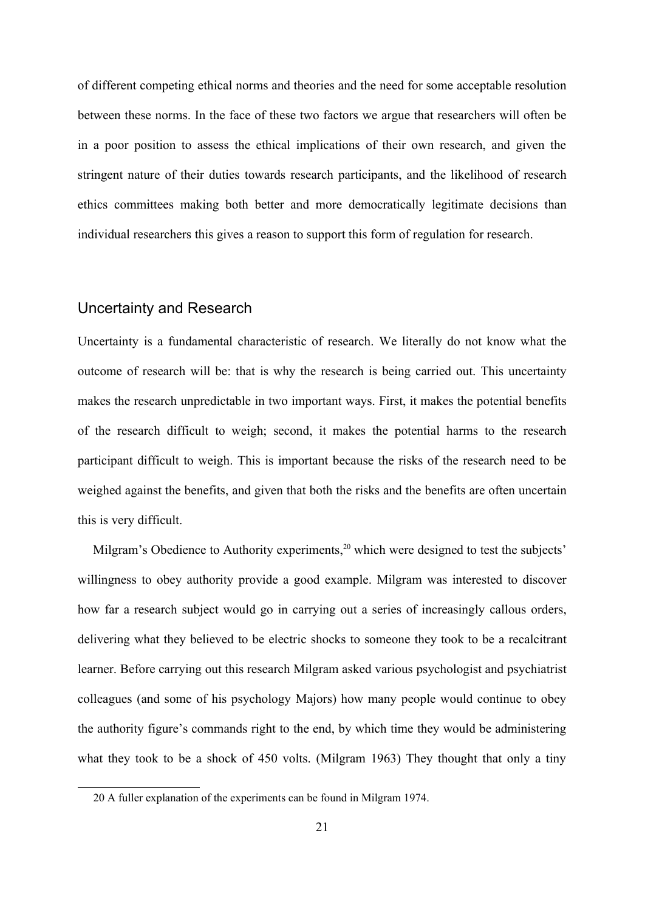of different competing ethical norms and theories and the need for some acceptable resolution between these norms. In the face of these two factors we argue that researchers will often be in a poor position to assess the ethical implications of their own research, and given the stringent nature of their duties towards research participants, and the likelihood of research ethics committees making both better and more democratically legitimate decisions than individual researchers this gives a reason to support this form of regulation for research.

## Uncertainty and Research

Uncertainty is a fundamental characteristic of research. We literally do not know what the outcome of research will be: that is why the research is being carried out. This uncertainty makes the research unpredictable in two important ways. First, it makes the potential benefits of the research difficult to weigh; second, it makes the potential harms to the research participant difficult to weigh. This is important because the risks of the research need to be weighed against the benefits, and given that both the risks and the benefits are often uncertain this is very difficult.

Milgram's Obedience to Authority experiments,[20] which were designed to test the subjects' willingness to obey authority provide a good example. Milgram was interested to discover how far a research subject would go in carrying out a series of increasingly callous orders, delivering what they believed to be electric shocks to someone they took to be a recalcitrant learner. Before carrying out this research Milgram asked various psychologist and psychiatrist colleagues (and some of his psychology Majors) how many people would continue to obey the authority figure's commands right to the end, by which time they would be administering what they took to be a shock of 450 volts. (Milgram 1963) They thought that only a tiny

20 A fuller explanation of the experiments can be found in Milgram 1974.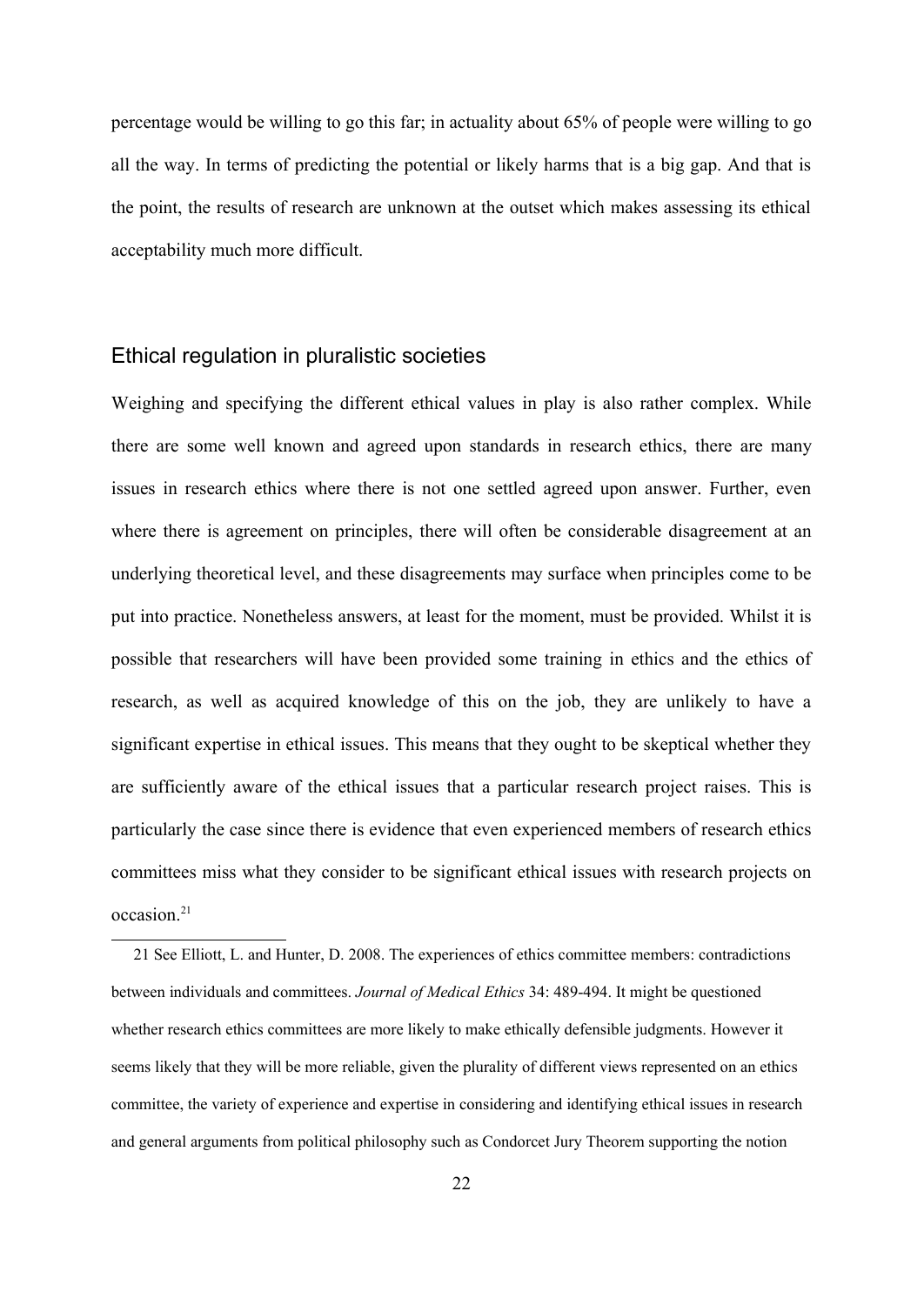percentage would be willing to go this far; in actuality about 65% of people were willing to go all the way. In terms of predicting the potential or likely harms that is a big gap. And that is the point, the results of research are unknown at the outset which makes assessing its ethical acceptability much more difficult.

## Ethical regulation in pluralistic societies

Weighing and specifying the different ethical values in play is also rather complex. While there are some well known and agreed upon standards in research ethics, there are many issues in research ethics where there is not one settled agreed upon answer. Further, even where there is agreement on principles, there will often be considerable disagreement at an underlying theoretical level, and these disagreements may surface when principles come to be put into practice. Nonetheless answers, at least for the moment, must be provided. Whilst it is possible that researchers will have been provided some training in ethics and the ethics of research, as well as acquired knowledge of this on the job, they are unlikely to have a significant expertise in ethical issues. This means that they ought to be skeptical whether they are sufficiently aware of the ethical issues that a particular research project raises. This is particularly the case since there is evidence that even experienced members of research ethics committees miss what they consider to be significant ethical issues with research projects on occasion.[21]

---

21 See Elliott, L. and Hunter, D. 2008. The experiences of ethics committee members: contradictions between individuals and committees. *Journal of Medical Ethics* 34: 489-494. It might be questioned whether research ethics committees are more likely to make ethically defensible judgments. However it seems likely that they will be more reliable, given the plurality of different views represented on an ethics committee, the variety of experience and expertise in considering and identifying ethical issues in research and general arguments from political philosophy such as Condorcet Jury Theorem supporting the notion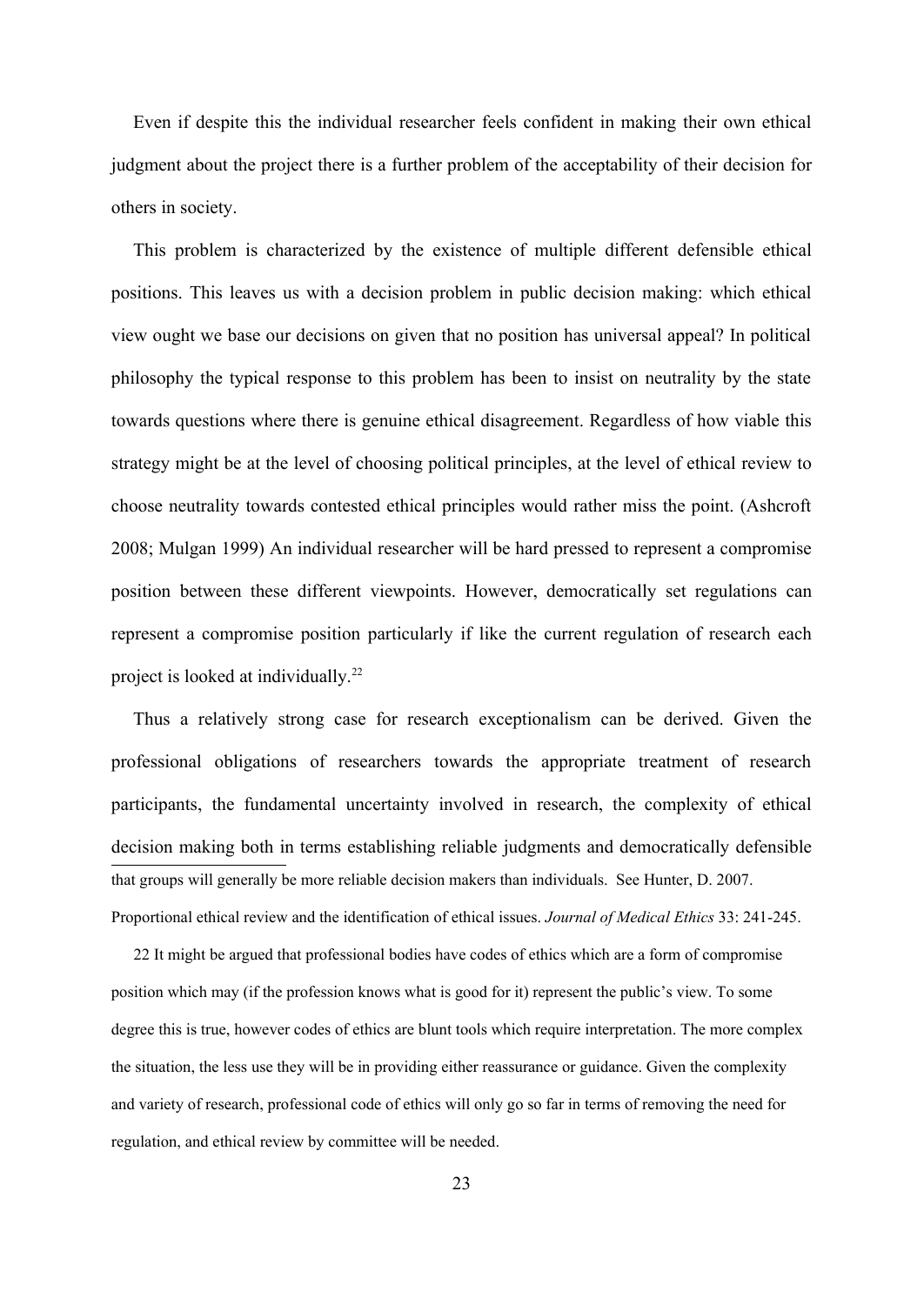Even if despite this the individual researcher feels confident in making their own ethical judgment about the project there is a further problem of the acceptability of their decision for others in society.

This problem is characterized by the existence of multiple different defensible ethical positions. This leaves us with a decision problem in public decision making: which ethical view ought we base our decisions on given that no position has universal appeal? In political philosophy the typical response to this problem has been to insist on neutrality by the state towards questions where there is genuine ethical disagreement. Regardless of how viable this strategy might be at the level of choosing political principles, at the level of ethical review to choose neutrality towards contested ethical principles would rather miss the point. (Ashcroft 2008; Mulgan 1999) An individual researcher will be hard pressed to represent a compromise position between these different viewpoints. However, democratically set regulations can represent a compromise position particularly if like the current regulation of research each project is looked at individually.[22]

Thus a relatively strong case for research exceptionalism can be derived. Given the professional obligations of researchers towards the appropriate treatment of research participants, the fundamental uncertainty involved in research, the complexity of ethical decision making both in terms establishing reliable judgments and democratically defensible

---

that groups will generally be more reliable decision makers than individuals. See Hunter, D. 2007. Proportional ethical review and the identification of ethical issues. *Journal of Medical Ethics* 33: 241-245.

22 It might be argued that professional bodies have codes of ethics which are a form of compromise position which may (if the profession knows what is good for it) represent the public's view. To some degree this is true, however codes of ethics are blunt tools which require interpretation. The more complex the situation, the less use they will be in providing either reassurance or guidance. Given the complexity and variety of research, professional code of ethics will only go so far in terms of removing the need for regulation, and ethical review by committee will be needed.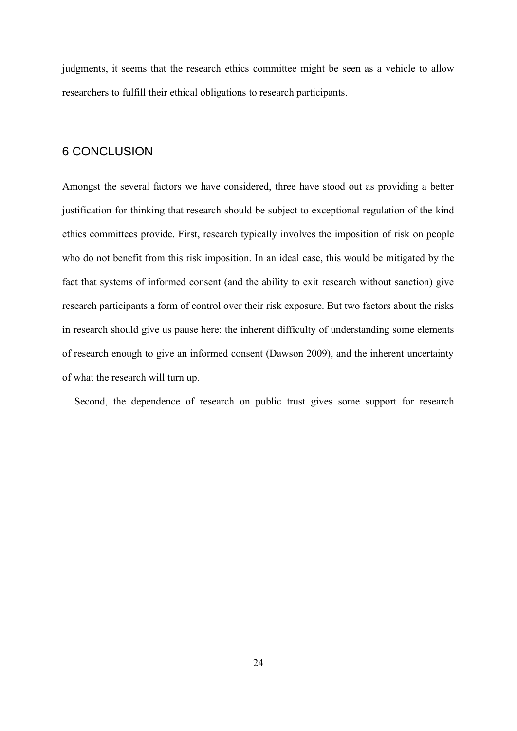judgments, it seems that the research ethics committee might be seen as a vehicle to allow researchers to fulfill their ethical obligations to research participants.

## 6 CONCLUSION

Amongst the several factors we have considered, three have stood out as providing a better justification for thinking that research should be subject to exceptional regulation of the kind ethics committees provide. First, research typically involves the imposition of risk on people who do not benefit from this risk imposition. In an ideal case, this would be mitigated by the fact that systems of informed consent (and the ability to exit research without sanction) give research participants a form of control over their risk exposure. But two factors about the risks in research should give us pause here: the inherent difficulty of understanding some elements of research enough to give an informed consent (Dawson 2009), and the inherent uncertainty of what the research will turn up.

Second, the dependence of research on public trust gives some support for research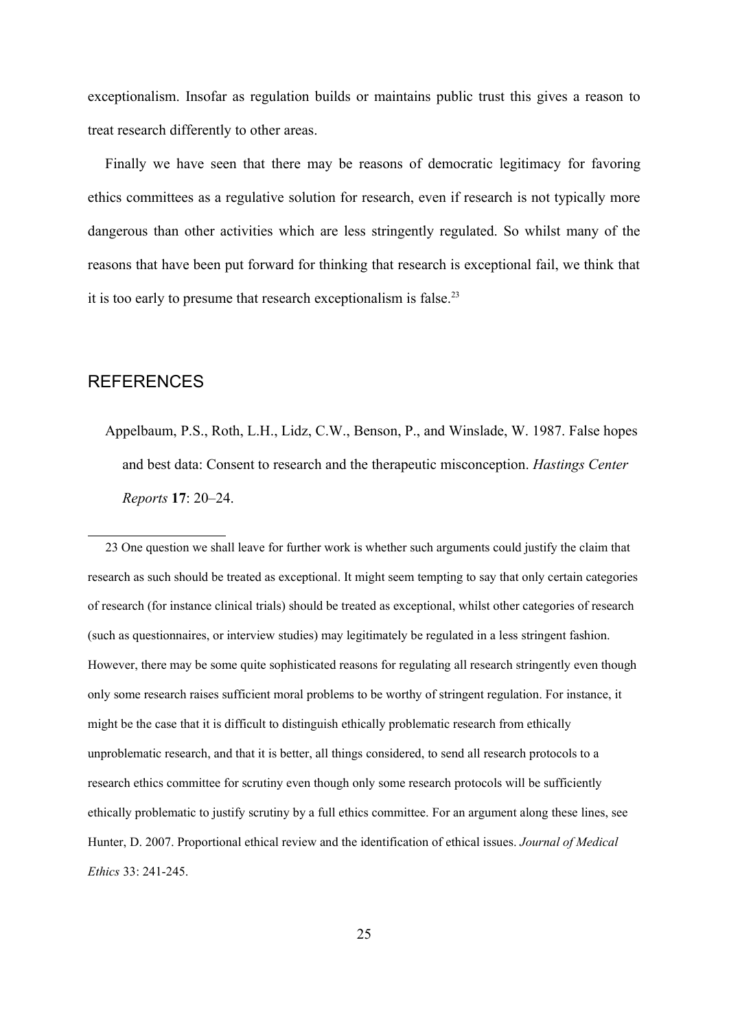exceptionalism. Insofar as regulation builds or maintains public trust this gives a reason to treat research differently to other areas.

Finally we have seen that there may be reasons of democratic legitimacy for favoring ethics committees as a regulative solution for research, even if research is not typically more dangerous than other activities which are less stringently regulated. So whilst many of the reasons that have been put forward for thinking that research is exceptional fail, we think that it is too early to presume that research exceptionalism is false.[23]

## REFERENCES

Appelbaum, P.S., Roth, L.H., Lidz, C.W., Benson, P., and Winslade, W. 1987. False hopes and best data: Consent to research and the therapeutic misconception. *Hastings Center Reports* **17**: 20–24.

---

23 One question we shall leave for further work is whether such arguments could justify the claim that research as such should be treated as exceptional. It might seem tempting to say that only certain categories of research (for instance clinical trials) should be treated as exceptional, whilst other categories of research (such as questionnaires, or interview studies) may legitimately be regulated in a less stringent fashion. However, there may be some quite sophisticated reasons for regulating all research stringently even though only some research raises sufficient moral problems to be worthy of stringent regulation. For instance, it might be the case that it is difficult to distinguish ethically problematic research from ethically unproblematic research, and that it is better, all things considered, to send all research protocols to a research ethics committee for scrutiny even though only some research protocols will be sufficiently ethically problematic to justify scrutiny by a full ethics committee. For an argument along these lines, see Hunter, D. 2007. Proportional ethical review and the identification of ethical issues. *Journal of Medical Ethics* 33: 241-245.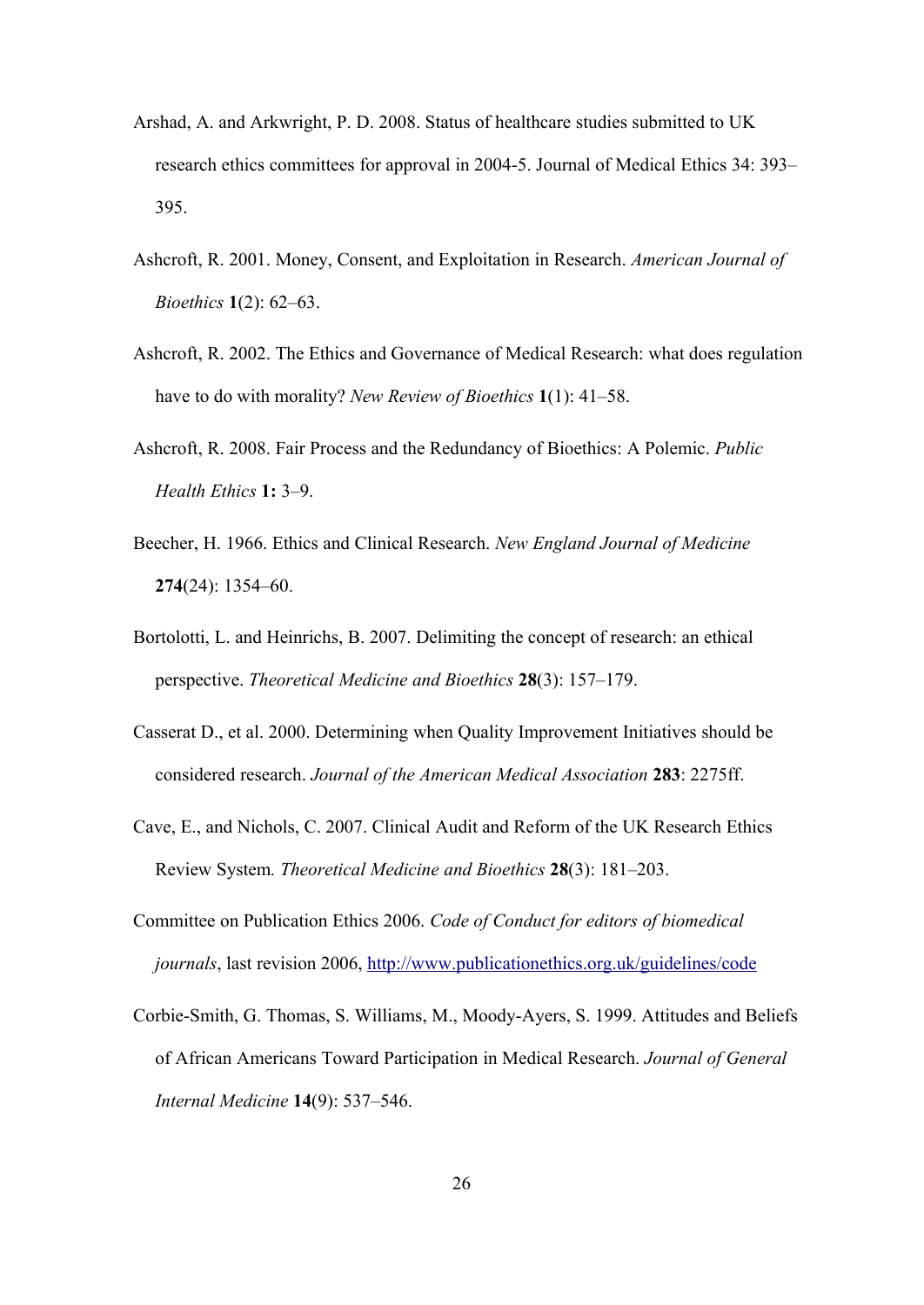Arshad, A. and Arkwright, P. D. 2008. Status of healthcare studies submitted to UK research ethics committees for approval in 2004-5. Journal of Medical Ethics 34: 393–395.

Ashcroft, R. 2001. Money, Consent, and Exploitation in Research. *American Journal of Bioethics* **1**(2): 62–63.

Ashcroft, R. 2002. The Ethics and Governance of Medical Research: what does regulation have to do with morality? *New Review of Bioethics* **1**(1): 41–58.

Ashcroft, R. 2008. Fair Process and the Redundancy of Bioethics: A Polemic. *Public Health Ethics* **1:** 3–9.

Beecher, H. 1966. Ethics and Clinical Research. *New England Journal of Medicine* **274**(24): 1354–60.

Bortolotti, L. and Heinrichs, B. 2007. Delimiting the concept of research: an ethical perspective. *Theoretical Medicine and Bioethics* **28**(3): 157–179.

Casserat D., et al. 2000. Determining when Quality Improvement Initiatives should be considered research. *Journal of the American Medical Association* **283**: 2275ff.

Cave, E., and Nichols, C. 2007. Clinical Audit and Reform of the UK Research Ethics Review System*. Theoretical Medicine and Bioethics* **28**(3): 181–203.

Committee on Publication Ethics 2006. *Code of Conduct for editors of biomedical journals*, last revision 2006, http://www.publicationethics.org.uk/guidelines/code

Corbie-Smith, G. Thomas, S. Williams, M., Moody-Ayers, S. 1999. Attitudes and Beliefs of African Americans Toward Participation in Medical Research. *Journal of General Internal Medicine* **14**(9): 537–546.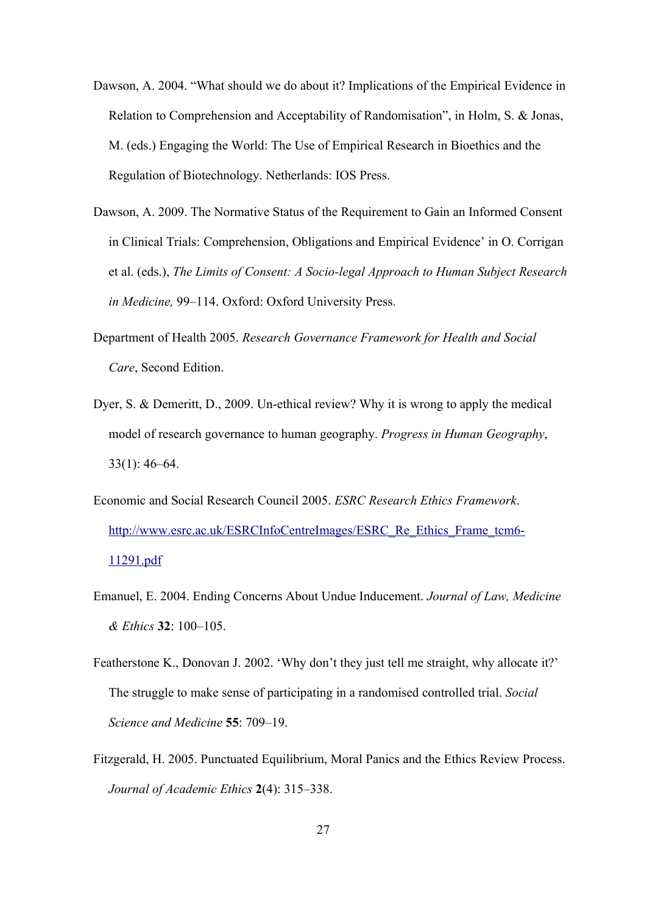Dawson, A. 2004. “What should we do about it? Implications of the Empirical Evidence in Relation to Comprehension and Acceptability of Randomisation”, in Holm, S. & Jonas, M. (eds.) Engaging the World: The Use of Empirical Research in Bioethics and the Regulation of Biotechnology. Netherlands: IOS Press.

Dawson, A. 2009. The Normative Status of the Requirement to Gain an Informed Consent in Clinical Trials: Comprehension, Obligations and Empirical Evidence’ in O. Corrigan et al. (eds.), *The Limits of Consent: A Socio-legal Approach to Human Subject Research in Medicine,* 99–114. Oxford: Oxford University Press.

Department of Health 2005. *Research Governance Framework for Health and Social Care*, Second Edition.

Dyer, S. & Demeritt, D., 2009. Un-ethical review? Why it is wrong to apply the medical model of research governance to human geography. *Progress in Human Geography*, 33(1): 46–64.

Economic and Social Research Council 2005. *ESRC Research Ethics Framework*. http://www.esrc.ac.uk/ESRCInfoCentreImages/ESRC_Re_Ethics_Frame_tcm6-11291.pdf

Emanuel, E. 2004. Ending Concerns About Undue Inducement. *Journal of Law, Medicine & Ethics* **32**: 100–105.

Featherstone K., Donovan J. 2002. ‘Why don’t they just tell me straight, why allocate it?’ The struggle to make sense of participating in a randomised controlled trial. *Social Science and Medicine* **55**: 709–19.

Fitzgerald, H. 2005. Punctuated Equilibrium, Moral Panics and the Ethics Review Process. *Journal of Academic Ethics* **2**(4): 315–338.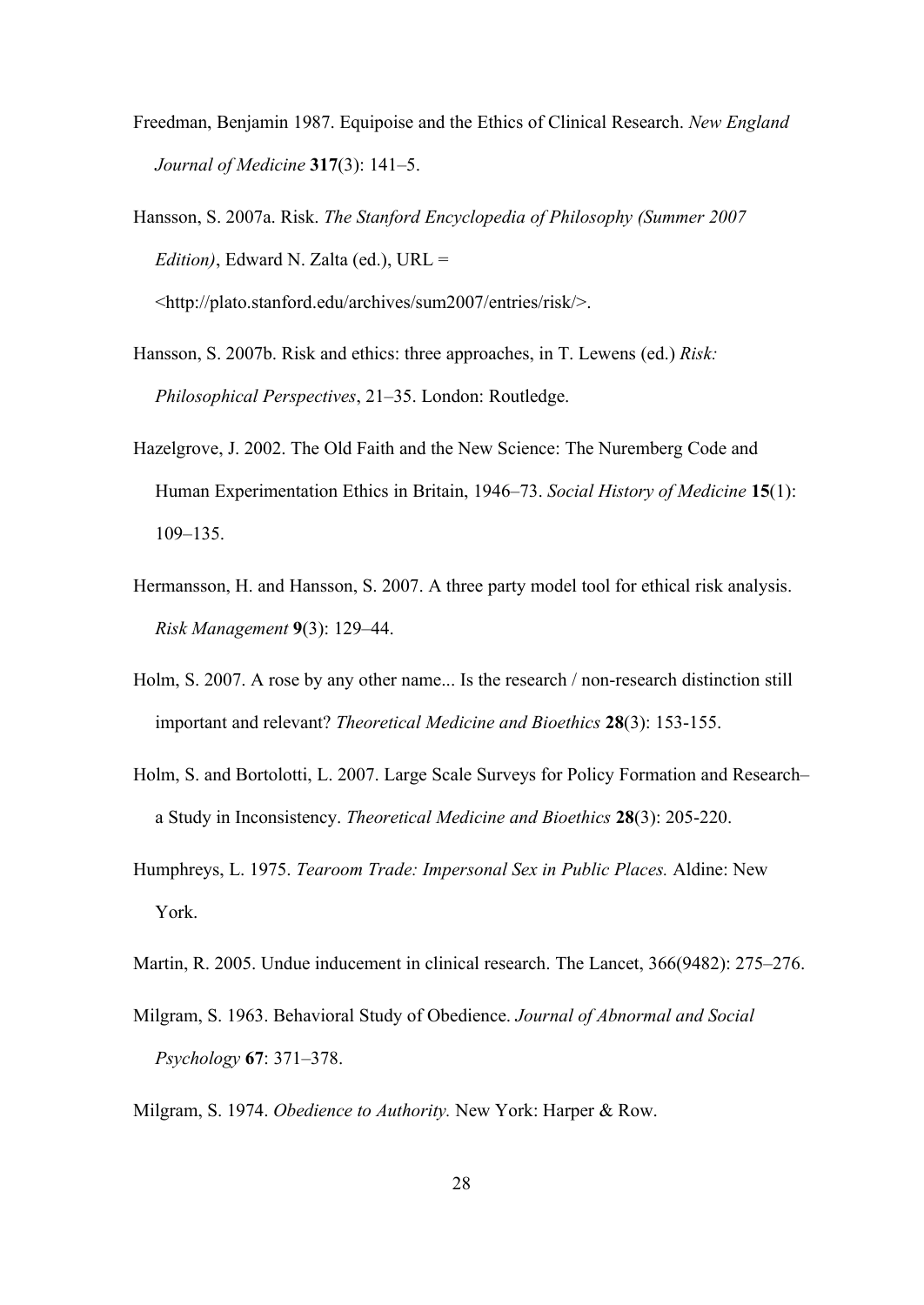Freedman, Benjamin 1987. Equipoise and the Ethics of Clinical Research. *New England Journal of Medicine* **317**(3): 141–5.

Hansson, S. 2007a. Risk. *The Stanford Encyclopedia of Philosophy (Summer 2007 Edition)*, Edward N. Zalta (ed.), URL = <http://plato.stanford.edu/archives/sum2007/entries/risk/>.

Hansson, S. 2007b. Risk and ethics: three approaches, in T. Lewens (ed.) *Risk: Philosophical Perspectives*, 21–35. London: Routledge.

Hazelgrove, J. 2002. The Old Faith and the New Science: The Nuremberg Code and Human Experimentation Ethics in Britain, 1946–73. *Social History of Medicine* **15**(1): 109–135.

Hermansson, H. and Hansson, S. 2007. A three party model tool for ethical risk analysis. *Risk Management* **9**(3): 129–44.

Holm, S. 2007. A rose by any other name... Is the research / non-research distinction still important and relevant? *Theoretical Medicine and Bioethics* **28**(3): 153-155.

Holm, S. and Bortolotti, L. 2007. Large Scale Surveys for Policy Formation and Research–a Study in Inconsistency. *Theoretical Medicine and Bioethics* **28**(3): 205-220.

Humphreys, L. 1975. *Tearoom Trade: Impersonal Sex in Public Places.* Aldine: New York.

Martin, R. 2005. Undue inducement in clinical research. The Lancet, 366(9482): 275–276.

Milgram, S. 1963. Behavioral Study of Obedience. *Journal of Abnormal and Social Psychology* **67**: 371–378.

Milgram, S. 1974. *Obedience to Authority.* New York: Harper & Row.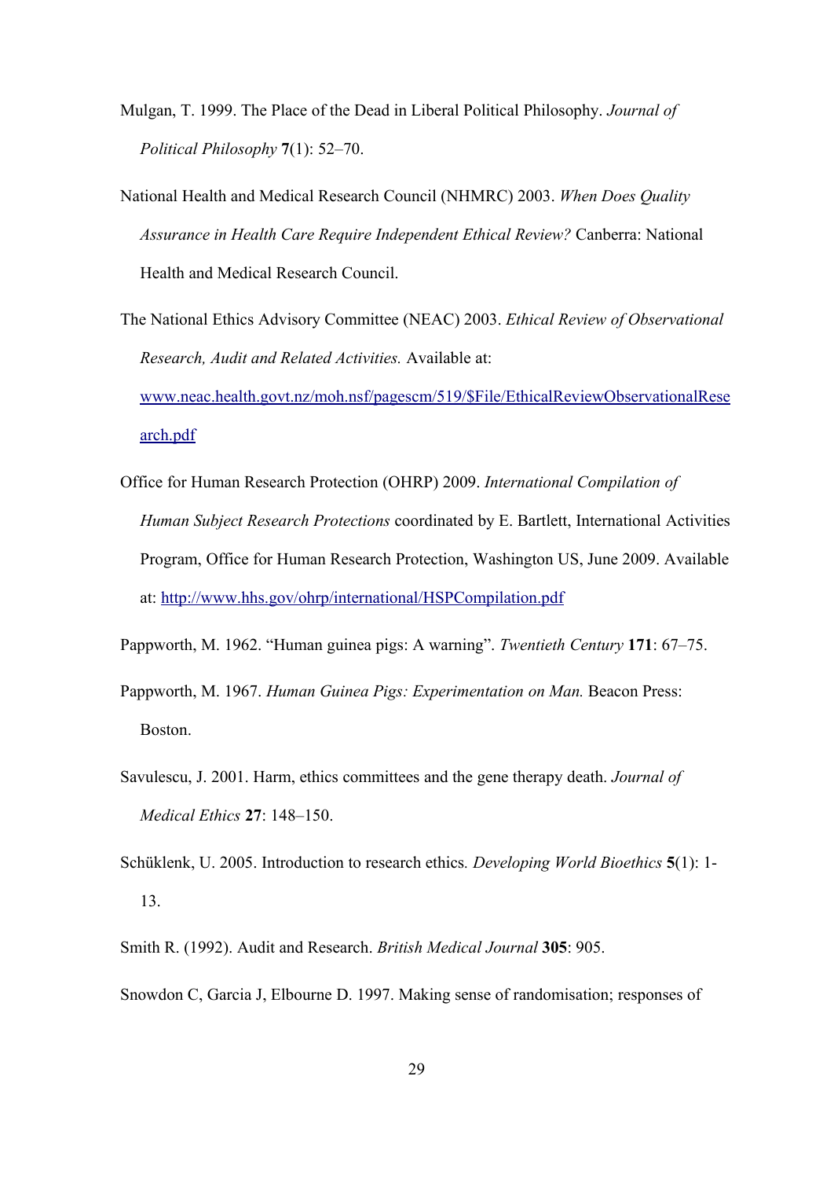Mulgan, T. 1999. The Place of the Dead in Liberal Political Philosophy. *Journal of Political Philosophy* **7**(1): 52–70.

National Health and Medical Research Council (NHMRC) 2003. *When Does Quality Assurance in Health Care Require Independent Ethical Review?* Canberra: National Health and Medical Research Council.

The National Ethics Advisory Committee (NEAC) 2003. *Ethical Review of Observational Research, Audit and Related Activities.* Available at: [www.neac.health.govt.nz/moh.nsf/pagescm/519/$File/EthicalReviewObservationalResearch.pdf](www.neac.health.govt.nz/moh.nsf/pagescm/519/$File/EthicalReviewObservationalResearch.pdf)

Office for Human Research Protection (OHRP) 2009. *International Compilation of Human Subject Research Protections* coordinated by E. Bartlett, International Activities Program, Office for Human Research Protection, Washington US, June 2009. Available at: [http://www.hhs.gov/ohrp/international/HSPCompilation.pdf](http://www.hhs.gov/ohrp/international/HSPCompilation.pdf)

Pappworth, M. 1962. "Human guinea pigs: A warning". *Twentieth Century* **171**: 67–75.

Pappworth, M. 1967. *Human Guinea Pigs: Experimentation on Man.* Beacon Press: Boston.

Savulescu, J. 2001. Harm, ethics committees and the gene therapy death. *Journal of Medical Ethics* **27**: 148–150.

Schüklenk, U. 2005. Introduction to research ethics. *Developing World Bioethics* **5**(1): 1-13.

Smith R. (1992). Audit and Research. *British Medical Journal* **305**: 905.

Snowdon C, Garcia J, Elbourne D. 1997. Making sense of randomisation; responses of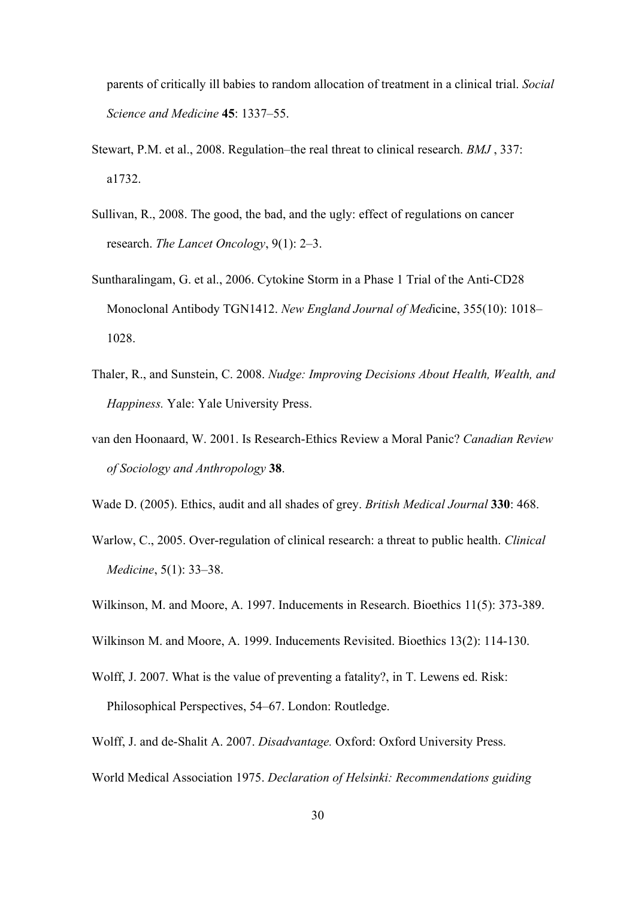parents of critically ill babies to random allocation of treatment in a clinical trial. *Social Science and Medicine* **45**: 1337–55.

Stewart, P.M. et al., 2008. Regulation–the real threat to clinical research. *BMJ* , 337: a1732.

Sullivan, R., 2008. The good, the bad, and the ugly: effect of regulations on cancer research. *The Lancet Oncology*, 9(1): 2–3.

Suntharalingam, G. et al., 2006. Cytokine Storm in a Phase 1 Trial of the Anti-CD28 Monoclonal Antibody TGN1412. *New England Journal of Med*icine, 355(10): 1018–1028.

Thaler, R., and Sunstein, C. 2008. *Nudge: Improving Decisions About Health, Wealth, and Happiness.* Yale: Yale University Press.

van den Hoonaard, W. 2001. Is Research-Ethics Review a Moral Panic? *Canadian Review of Sociology and Anthropology* **38**.

Wade D. (2005). Ethics, audit and all shades of grey. *British Medical Journal* **330**: 468.

Warlow, C., 2005. Over-regulation of clinical research: a threat to public health. *Clinical Medicine*, 5(1): 33–38.

Wilkinson, M. and Moore, A. 1997. Inducements in Research. Bioethics 11(5): 373-389.

Wilkinson M. and Moore, A. 1999. Inducements Revisited. Bioethics 13(2): 114-130.

Wolff, J. 2007. What is the value of preventing a fatality?, in T. Lewens ed. Risk: Philosophical Perspectives, 54–67. London: Routledge.

Wolff, J. and de-Shalit A. 2007. *Disadvantage.* Oxford: Oxford University Press.

World Medical Association 1975. *Declaration of Helsinki: Recommendations guiding*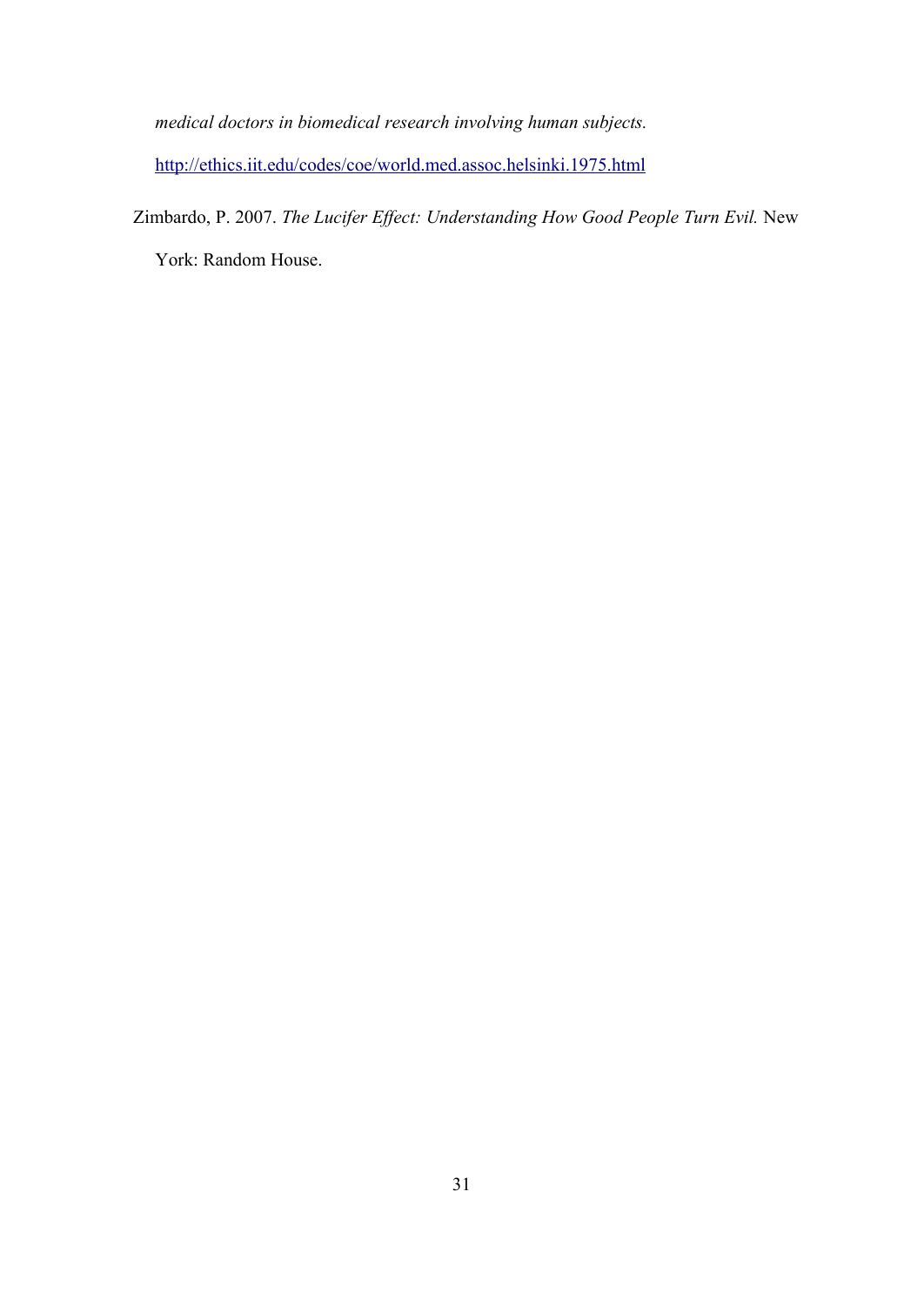*medical doctors in biomedical research involving human subjects.* http://ethics.iit.edu/codes/coe/world.med.assoc.helsinki.1975.html

Zimbardo, P. 2007. *The Lucifer Effect: Understanding How Good People Turn Evil.* New York: Random House.